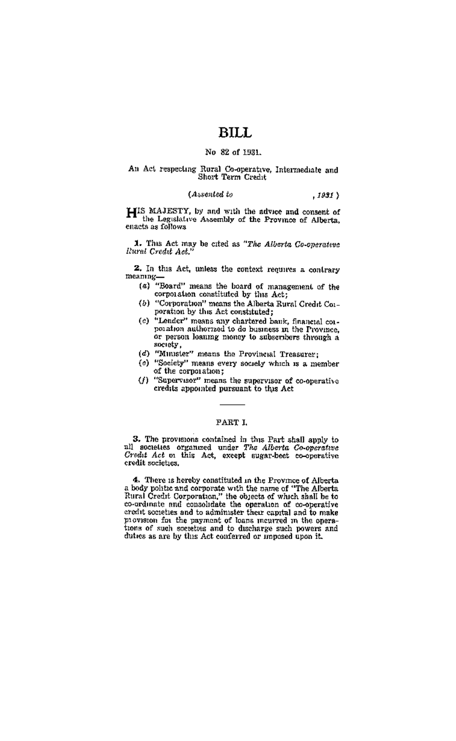# BILL

No 82 of 1931.

An Act respecting Rural Co-operative, Intermediate and Short Term Credit

*(Assented to , 1931)*

HIS MAJESTY, by and with the advice and consent of the Legislative Assembly of the Province of Alberta, enacts as follows

**1.** This Act may be cited as *"The Alberta Co-operative Rural Credit Act."*

**2.** In this Act, unless the context requires a contrary meaning—

(*a*) "Board" means the board of management of the corporation constituted by this Act;

(*b*) "Corporation" means the Alberta Rural Credit Corporation by this Act constituted;

(*c*) "Lender" means any chartered bank, financial corporation authorized to do business in the Province, or person loaning money to subscribers through a society,

(*d*) "Minister" means the Provincial Treasurer;

(*e*) "Society" means every society which is a member of the corporation;

(*f*) "Supervisor" means the supervisor of co-operative credits appointed pursuant to this Act

## PART I.

**3.** The provisions contained in this Part shall apply to all societies organized under *The Alberta Co-operative Credit Act* or this Act, except sugar-beet co-operative credit societies.

**4.** There is hereby constituted in the Province of Alberta a body politic and corporate with the name of "The Alberta Rural Credit Corporation," the objects of which shall be to co-ordinate and consolidate the operation of co-operative credit societies and to administer their capital and to make provision for the payment of loans incurred in the operations of such societies and to discharge such powers and duties as are by this Act conferred or imposed upon it.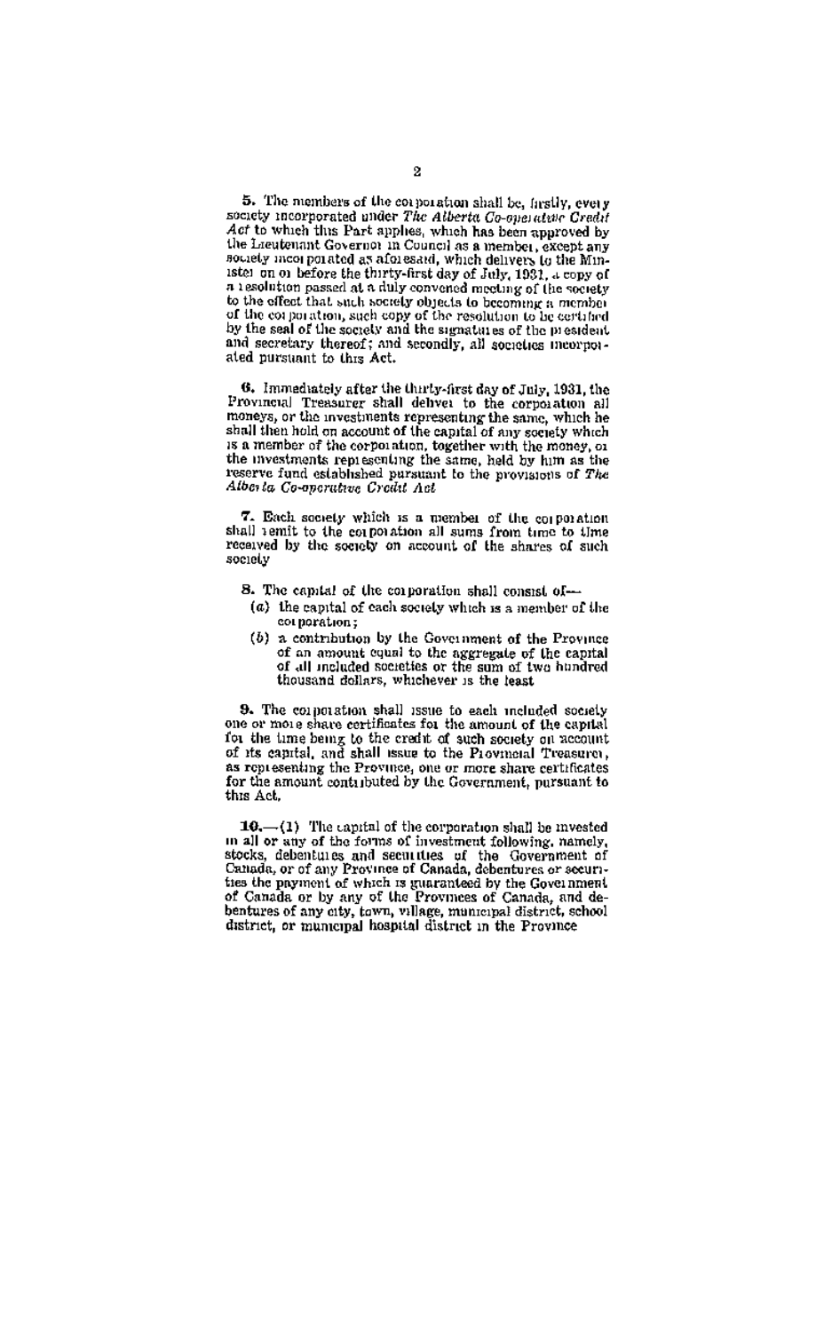**5.** The members of the corporation shall be, firstly, every society incorporated under *The Alberta Co-operative Credit Act* to which this Part applies, which has been approved by the Lieutenant Governor in Council as a member, except any society incorporated as aforesaid, which delivers to the Minister on or before the thirty-first day of July, 1931, a copy of a resolution passed at a duly convened meeting of the society to the effect that such society objects to becoming a member of the corporation, such copy of the resolution to be certified by the seal of the society and the signatures of the president and secretary thereof; and secondly, all societies incorporated pursuant to this Act.

**6.** Immediately after the thirty-first day of July, 1931, the Provincial Treasurer shall deliver to the corporation all moneys, or the investments representing the same, which he shall then hold on account of the capital of any society which is a member of the corporation, together with the money, or the investments representing the same, held by him as the reserve fund established pursuant to the provisions of *The Alberta Co-operative Credit Act*

**7.** Each society which is a member of the corporation shall remit to the corporation all sums from time to time received by the society on account of the shares of such society

**8.** The capital of the corporation shall consist of—

(*a*) the capital of each society which is a member of the corporation;

(*b*) a contribution by the Government of the Province of an amount equal to the aggregate of the capital of all included societies or the sum of two hundred thousand dollars, whichever is the least

**9.** The corporation shall issue to each included society one or more share certificates for the amount of the capital for the time being to the credit of such society on account of its capital, and shall issue to the Provincial Treasurer, as representing the Province, one or more share certificates for the amount contributed by the Government, pursuant to this Act.

**10.**—(1) The capital of the corporation shall be invested in all or any of the forms of investment following, namely, stocks, debentures and securities of the Government of Canada, or of any Province of Canada, debentures or securities the payment of which is guaranteed by the Government of Canada or by any of the Provinces of Canada, and debentures of any city, town, village, municipal district, school district, or municipal hospital district in the Province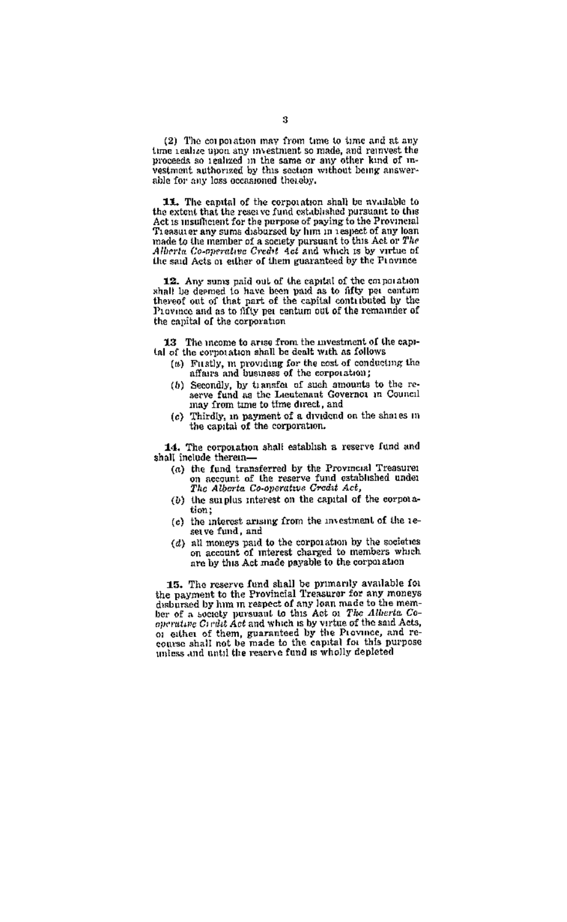(2) The corporation may from time to time and at any time realize upon any investment so made, and reinvest the proceeds so realized in the same or any other kind of investment authorized by this section without being answerable for any loss occasioned thereby.

**11.** The capital of the corporation shall be available to the extent that the reserve fund established pursuant to this Act is insufficient for the purpose of paying to the Provincial Treasurer any sums disbursed by him in respect of any loan made to the member of a society pursuant to this Act or *The Alberta Co-operative Credit Act* and which is by virtue of the said Acts or either of them guaranteed by the Province

**12.** Any sums paid out of the capital of the corporation shall be deemed to have been paid as to fifty per centum thereof out of that part of the capital contributed by the Province and as to fifty per centum out of the remainder of the capital of the corporation

**13** The income to arise from the investment of the capital of the corporation shall be dealt with as follows

(a) Firstly, in providing for the cost of conducting the affairs and business of the corporation;

(b) Secondly, by transfer of such amounts to the reserve fund as the Lieutenant Governor in Council may from time to time direct, and

(c) Thirdly, in payment of a dividend on the shares in the capital of the corporation.

**14.** The corporation shall establish a reserve fund and shall include therein—

(a) the fund transferred by the Provincial Treasurer on account of the reserve fund established under *The Alberta Co-operative Credit Act*,

(b) the surplus interest on the capital of the corporation;

(c) the interest arising from the investment of the reserve fund, and

(d) all moneys paid to the corporation by the societies on account of interest charged to members which are by this Act made payable to the corporation

**15.** The reserve fund shall be primarily available for the payment to the Provincial Treasurer for any moneys disbursed by him in respect of any loan made to the member of a society pursuant to this Act or *The Alberta Co-operative Credit Act* and which is by virtue of the said Acts, or either of them, guaranteed by the Province, and recourse shall not be made to the capital for this purpose unless and until the reserve fund is wholly depleted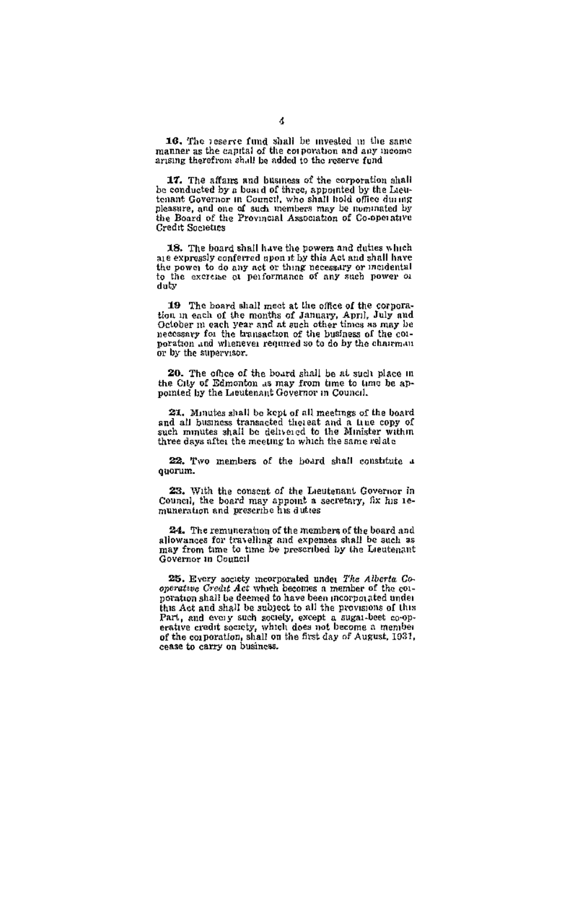**16.** The reserve fund shall be invested in the same manner as the capital of the corporation and any income arising therefrom shall be added to the reserve fund

**17.** The affairs and business of the corporation shall be conducted by a board of three, appointed by the Lieutenant Governor in Council, who shall hold office during pleasure, and one of such members may be nominated by the Board of the Provincial Association of Co-operative Credit Societies

**18.** The board shall have the powers and duties which are expressly conferred upon it by this Act and shall have the power to do any act or thing necessary or incidental to the exercise or performance of any such power or duty

**19** The board shall meet at the office of the corporation in each of the months of January, April, July and October in each year and at such other times as may be necessary for the transaction of the business of the corporation and whenever required so to do by the chairman or by the supervisor.

**20.** The office of the board shall be at such place in the City of Edmonton as may from time to time be appointed by the Lieutenant Governor in Council.

**21.** Minutes shall be kept of all meetings of the board and all business transacted thereat and a true copy of such minutes shall be delivered to the Minister within three days after the meeting to which the same relate

**22.** Two members of the board shall constitute a quorum.

**23.** With the consent of the Lieutenant Governor in Council, the board may appoint a secretary, fix his remuneration and prescribe his duties

**24.** The remuneration of the members of the board and allowances for travelling and expenses shall be such as may from time to time be prescribed by the Lieutenant Governor in Council

**25.** Every society incorporated under *The Alberta Co-operative Credit Act* which becomes a member of the corporation shall be deemed to have been incorporated under this Act and shall be subject to all the provisions of this Part, and every such society, except a sugar-beet co-operative credit society, which does not become a member of the corporation, shall on the first day of August, 1931, cease to carry on business.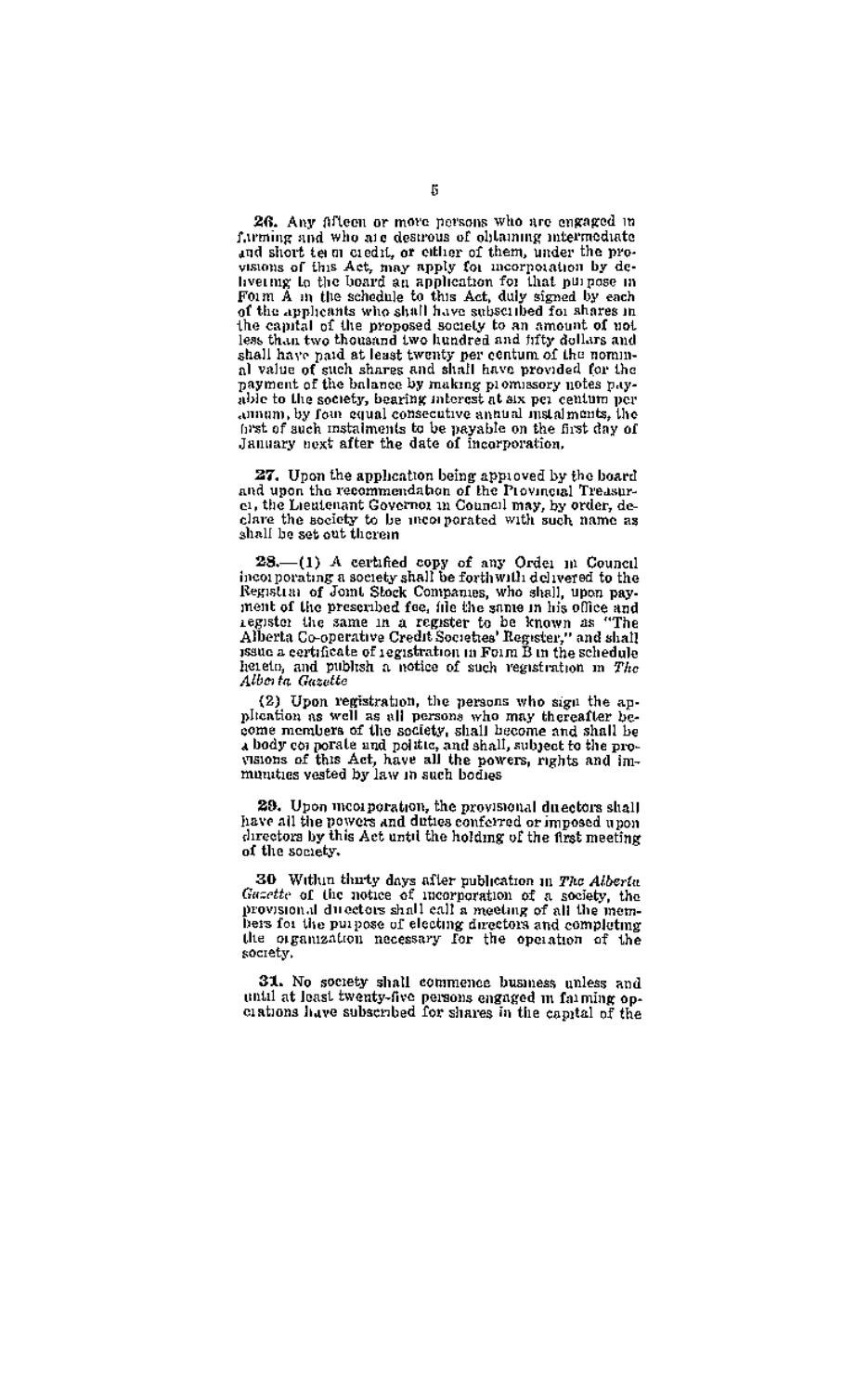**26.** Any fifteen or more persons who are engaged in farming and who are desirous of obtaining intermediate and short term credit, or either of them, under the provisions of this Act, may apply for incorporation by delivering to the board an application for that purpose in Form A in the schedule to this Act, duly signed by each of the applicants who shall have subscribed for shares in the capital of the proposed society to an amount of not less than two thousand two hundred and fifty dollars and shall have paid at least twenty per centum of the nominal value of such shares and shall have provided for the payment of the balance by making promissory notes payable to the society, bearing interest at six per centum per annum, by four equal consecutive annual instalments, the first of such instalments to be payable on the first day of January next after the date of incorporation.

**27.** Upon the application being approved by the board and upon the recommendation of the Provincial Treasurer, the Lieutenant Governor in Council may, by order, declare the society to be incorporated with such name as shall be set out therein

**28.**—(1) A certified copy of any Order in Council incorporating a society shall be forthwith delivered to the Registrar of Joint Stock Companies, who shall, upon payment of the prescribed fee, file the same in his office and register the same in a register to be known as "The Alberta Co-operative Credit Societies' Register," and shall issue a certificate of registration in Form B in the schedule hereto, and publish a notice of such registration in *The Alberta Gazette*

(2) Upon registration, the persons who sign the application as well as all persons who may thereafter become members of the society, shall become and shall be a body corporate and politic, and shall, subject to the provisions of this Act, have all the powers, rights and immunities vested by law in such bodies

**29.** Upon incorporation, the provisional directors shall have all the powers and duties conferred or imposed upon directors by this Act until the holding of the first meeting of the society.

**30** Within thirty days after publication in *The Alberta Gazette* of the notice of incorporation of a society, the provisional directors shall call a meeting of all the members for the purpose of electing directors and completing the organization necessary for the operation of the society.

**31.** No society shall commence business unless and until at least twenty-five persons engaged in farming operations have subscribed for shares in the capital of the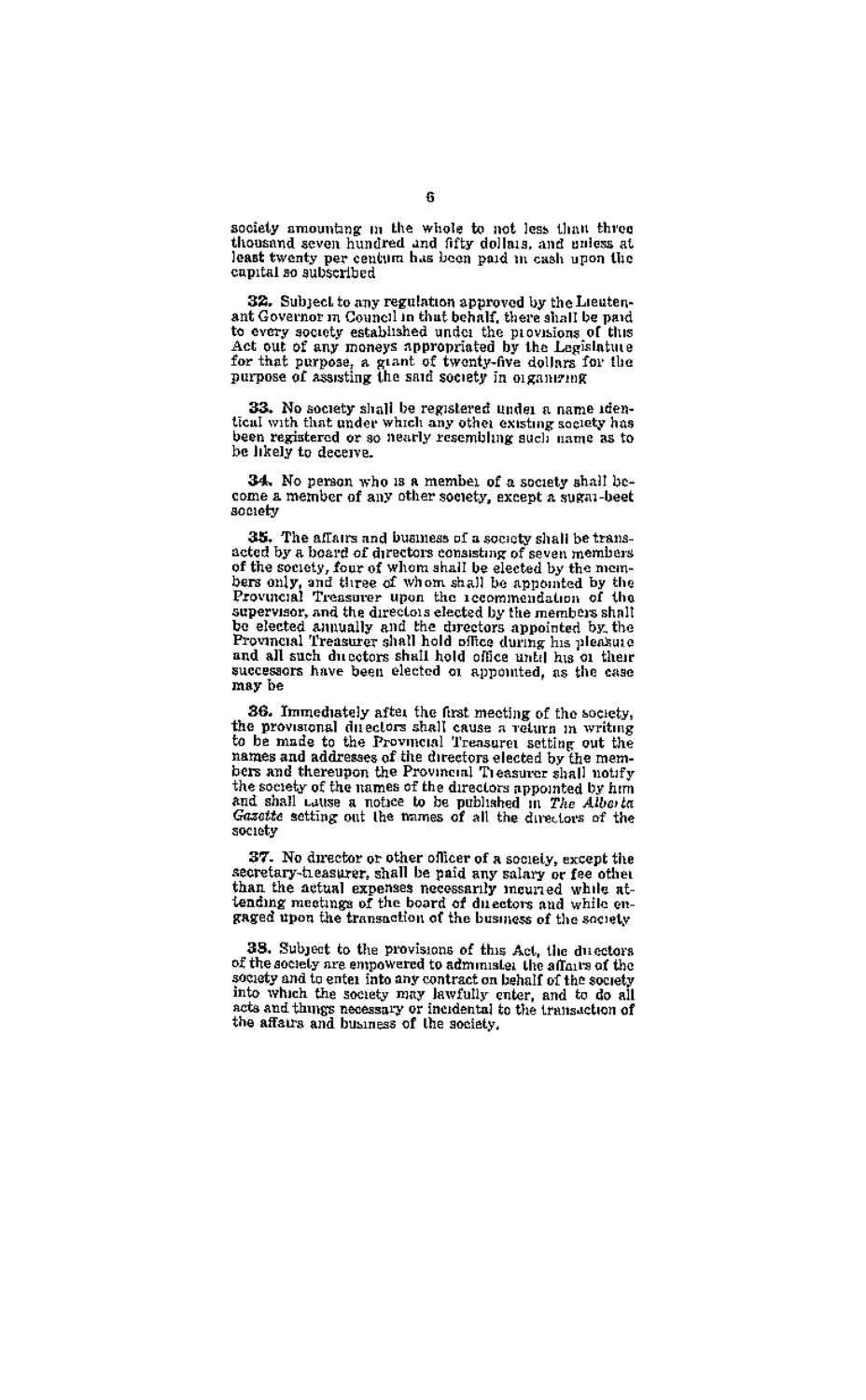society amounting in the whole to not less than three thousand seven hundred and fifty dollars, and unless at least twenty per centum has been paid in cash upon the capital so subscribed

**32.** Subject to any regulation approved by the Lieutenant Governor in Council in that behalf, there shall be paid to every society established under the provisions of this Act out of any moneys appropriated by the Legislature for that purpose, a grant of twenty-five dollars for the purpose of assisting the said society in organizing

**33.** No society shall be registered under a name identical with that under which any other existing society has been registered or so nearly resembling such name as to be likely to deceive.

**34.** No person who is a member of a society shall become a member of any other society, except a sugar-beet society

**35.** The affairs and business of a society shall be transacted by a board of directors consisting of seven members of the society, four of whom shall be elected by the members only, and three of whom shall be appointed by the Provincial Treasurer upon the recommendation of the supervisor, and the directors elected by the members shall be elected annually and the directors appointed by the Provincial Treasurer shall hold office during his pleasure and all such directors shall hold office until his or their successors have been elected or appointed, as the case may be

**36.** Immediately after the first meeting of the society, the provisional directors shall cause a return in writing to be made to the Provincial Treasurer setting out the names and addresses of the directors elected by the members and thereupon the Provincial Treasurer shall notify the society of the names of the directors appointed by him and shall cause a notice to be published in *The Alberta Gazette* setting out the names of all the directors of the society

**37.** No director or other officer of a society, except the secretary-treasurer, shall be paid any salary or fee other than the actual expenses necessarily incurred while attending meetings of the board of directors and while engaged upon the transaction of the business of the society

**38.** Subject to the provisions of this Act, the directors of the society are empowered to administer the affairs of the society and to enter into any contract on behalf of the society into which the society may lawfully enter, and to do all acts and things necessary or incidental to the transaction of the affairs and business of the society.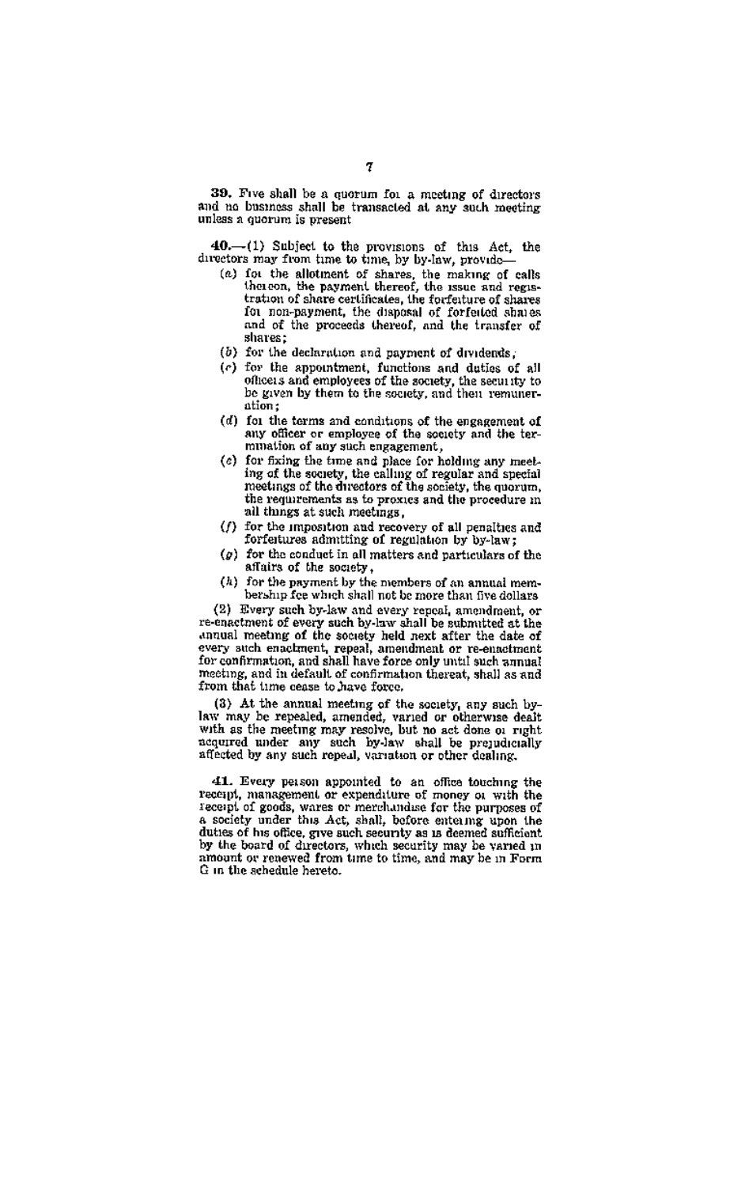**39.** Five shall be a quorum for a meeting of directors and no business shall be transacted at any such meeting unless a quorum is present

**40.**—(1) Subject to the provisions of this Act, the directors may from time to time, by by-law, provide—

- (a) for the allotment of shares, the making of calls thereon, the payment thereof, the issue and registration of share certificates, the forfeiture of shares for non-payment, the disposal of forfeited shares and of the proceeds thereof, and the transfer of shares;
- (b) for the declaration and payment of dividends;
- (c) for the appointment, functions and duties of all officers and employees of the society, the security to be given by them to the society, and their remuneration;
- (d) for the terms and conditions of the engagement of any officer or employee of the society and the termination of any such engagement,
- (e) for fixing the time and place for holding any meeting of the society, the calling of regular and special meetings of the directors of the society, the quorum, the requirements as to proxies and the procedure in all things at such meetings,
- (f) for the imposition and recovery of all penalties and forfeitures admitting of regulation by by-law;
- (g) for the conduct in all matters and particulars of the affairs of the society,
- (h) for the payment by the members of an annual membership fee which shall not be more than five dollars

(2) Every such by-law and every repeal, amendment, or re-enactment of every such by-law shall be submitted at the annual meeting of the society held next after the date of every such enactment, repeal, amendment or re-enactment for confirmation, and shall have force only until such annual meeting, and in default of confirmation thereat, shall as and from that time cease to have force.

(3) At the annual meeting of the society, any such by-law may be repealed, amended, varied or otherwise dealt with as the meeting may resolve, but no act done or right acquired under any such by-law shall be prejudicially affected by any such repeal, variation or other dealing.

**41.** Every person appointed to an office touching the receipt, management or expenditure of money or with the receipt of goods, wares or merchandise for the purposes of a society under this Act, shall, before entering upon the duties of his office, give such security as is deemed sufficient by the board of directors, which security may be varied in amount or renewed from time to time, and may be in Form G in the schedule hereto.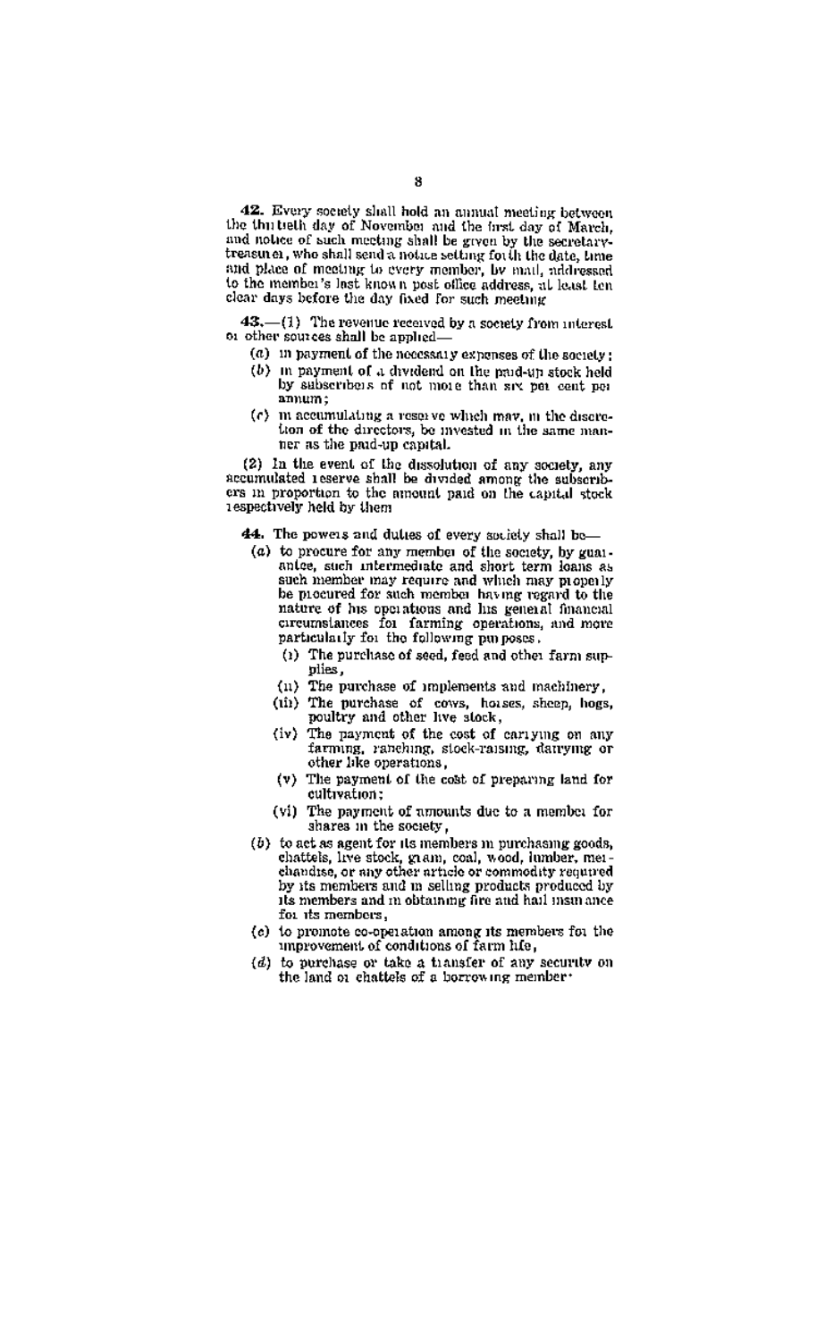**42.** Every society shall hold an annual meeting between the thirtieth day of November and the first day of March, and notice of such meeting shall be given by the secretary-treasurer, who shall send a notice setting forth the date, time and place of meeting to every member, by mail, addressed to the member's last known post office address, at least ten clear days before the day fixed for such meeting.

**43.**—(1) The revenue received by a society from interest or other sources shall be applied—

- (*a*) in payment of the necessary expenses of the society;
- (*b*) in payment of a dividend on the paid-up stock held by subscribers of not more than six per cent per annum;
- (*c*) in accumulating a reserve which may, in the discretion of the directors, be invested in the same manner as the paid-up capital.

(2) In the event of the dissolution of any society, any accumulated reserve shall be divided among the subscribers in proportion to the amount paid on the capital stock respectively held by them.

**44.** The powers and duties of every society shall be—

- (*a*) to procure for any member of the society, by guarantee, such intermediate and short term loans as such member may require and which may properly be procured for such member having regard to the nature of his operations and his general financial circumstances for farming operations, and more particularly for the following purposes:
  - (i) The purchase of seed, feed and other farm supplies;
  - (ii) The purchase of implements and machinery;
  - (iii) The purchase of cows, horses, sheep, hogs, poultry and other live stock;
  - (iv) The payment of the cost of carrying on any farming, ranching, stock-raising, dairying or other like operations;
  - (v) The payment of the cost of preparing land for cultivation;
  - (vi) The payment of amounts due to a member for shares in the society;
- (*b*) to act as agent for its members in purchasing goods, chattels, live stock, grain, coal, wood, lumber, merchandise, or any other article or commodity required by its members and in selling products produced by its members and in obtaining fire and hail insurance for its members;
- (*c*) to promote co-operation among its members for the improvement of conditions of farm life;
- (*d*) to purchase or take a transfer of any security on the land or chattels of a borrowing member;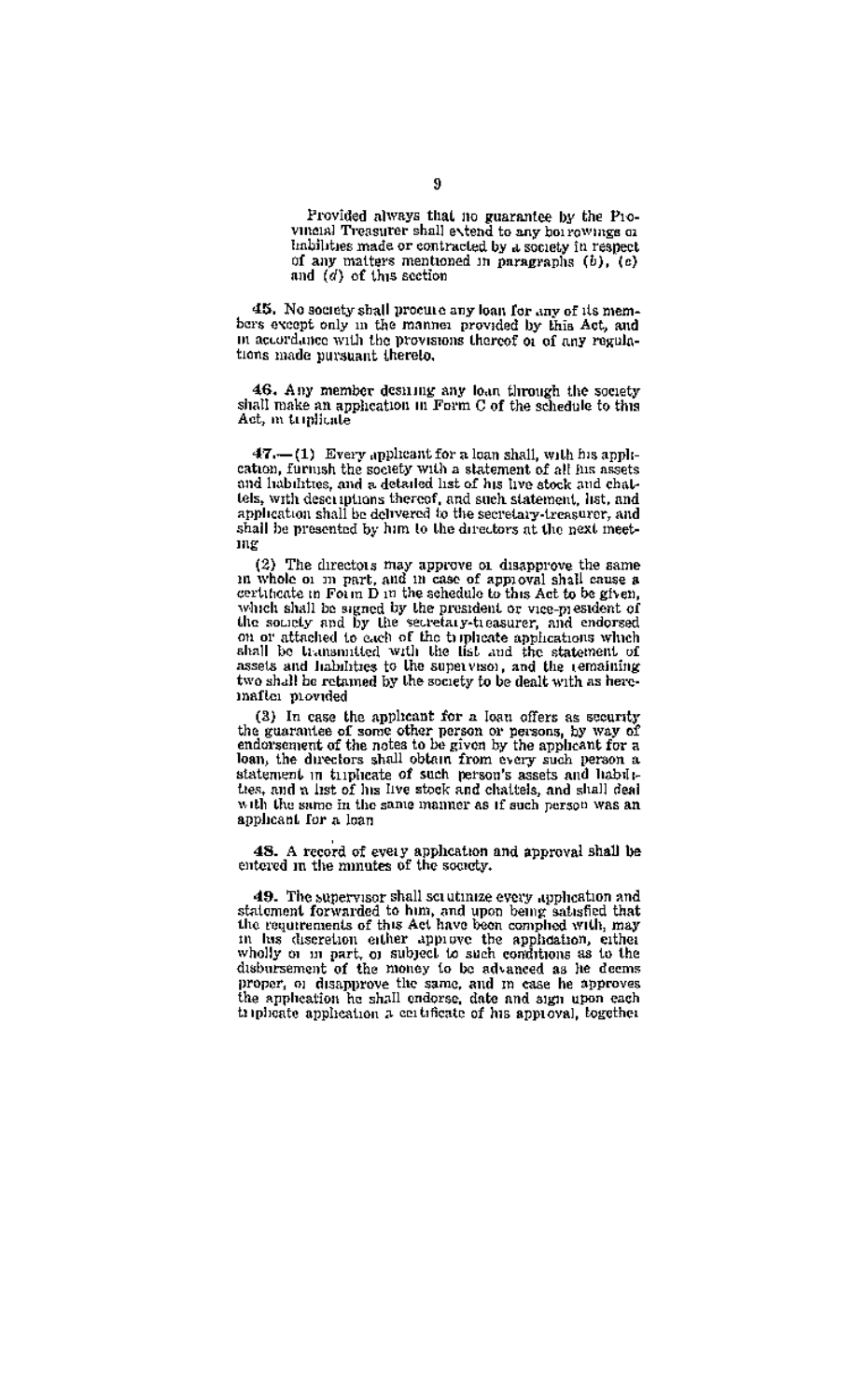Provided always that no guarantee by the Provincial Treasurer shall extend to any borrowings or liabilities made or contracted by a society in respect of any matters mentioned in paragraphs (*b*), (*c*) and (*d*) of this section

**45.** No society shall procure any loan for any of its members except only in the manner provided by this Act, and in accordance with the provisions thereof or of any regulations made pursuant thereto.

**46.** Any member desiring any loan through the society shall make an application in Form C of the schedule to this Act, in triplicate

**47.**—(1) Every applicant for a loan shall, with his application, furnish the society with a statement of all his assets and liabilities, and a detailed list of his live stock and chattels, with descriptions thereof, and such statement, list, and application shall be delivered to the secretary-treasurer, and shall be presented by him to the directors at the next meeting

(2) The directors may approve or disapprove the same in whole or in part, and in case of approval shall cause a certificate in Form D in the schedule to this Act to be given, which shall be signed by the president or vice-president of the society and by the secretary-treasurer, and endorsed on or attached to each of the triplicate applications which shall be transmitted with the list and the statement of assets and liabilities to the supervisor, and the remaining two shall be retained by the society to be dealt with as hereinafter provided

(3) In case the applicant for a loan offers as security the guarantee of some other person or persons, by way of endorsement of the notes to be given by the applicant for a loan, the directors shall obtain from every such person a statement in triplicate of such person's assets and liabilities, and a list of his live stock and chattels, and shall deal with the same in the same manner as if such person was an applicant for a loan

**48.** A record of every application and approval shall be entered in the minutes of the society.

**49.** The supervisor shall scrutinize every application and statement forwarded to him, and upon being satisfied that the requirements of this Act have been complied with, may in his discretion either approve the application, either wholly or in part, or subject to such conditions as to the disbursement of the money to be advanced as he deems proper, or disapprove the same, and in case he approves the application he shall endorse, date and sign upon each triplicate application a certificate of his approval, together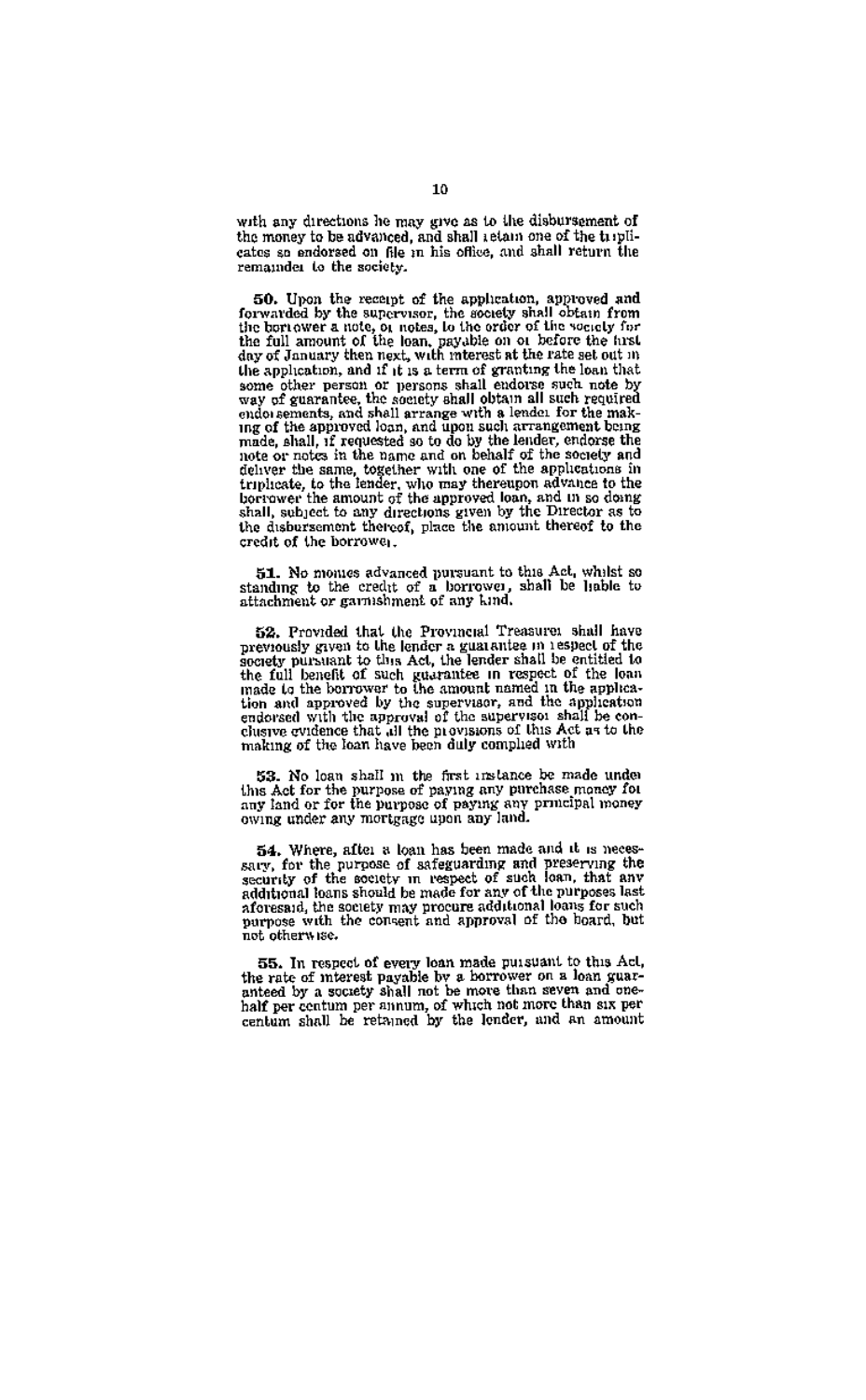with any directions he may give as to the disbursement of the money to be advanced, and shall retain one of the triplicates so endorsed on file in his office, and shall return the remainder to the society.

**50.** Upon the receipt of the application, approved and forwarded by the supervisor, the society shall obtain from the borrower a note, or notes, to the order of the society for the full amount of the loan, payable on or before the first day of January then next, with interest at the rate set out in the application, and if it is a term of granting the loan that some other person or persons shall endorse such note by way of guarantee, the society shall obtain all such required endorsements, and shall arrange with a lender for the making of the approved loan, and upon such arrangement being made, shall, if requested so to do by the lender, endorse the note or notes in the name and on behalf of the society and deliver the same, together with one of the applications in triplicate, to the lender, who may thereupon advance to the borrower the amount of the approved loan, and in so doing shall, subject to any directions given by the Director as to the disbursement thereof, place the amount thereof to the credit of the borrower.

**51.** No monies advanced pursuant to this Act, whilst so standing to the credit of a borrower, shall be liable to attachment or garnishment of any kind.

**52.** Provided that the Provincial Treasurer shall have previously given to the lender a guarantee in respect of the society pursuant to this Act, the lender shall be entitled to the full benefit of such guarantee in respect of the loan made to the borrower to the amount named in the application and approved by the supervisor, and the application endorsed with the approval of the supervisor shall be conclusive evidence that all the provisions of this Act as to the making of the loan have been duly complied with

**53.** No loan shall in the first instance be made under this Act for the purpose of paying any purchase money for any land or for the purpose of paying any principal money owing under any mortgage upon any land.

**54.** Where, after a loan has been made and it is necessary, for the purpose of safeguarding and preserving the security of the society in respect of such loan, that any additional loans should be made for any of the purposes last aforesaid, the society may procure additional loans for such purpose with the consent and approval of the board, but not otherwise.

**55.** In respect of every loan made pursuant to this Act, the rate of interest payable by a borrower on a loan guaranteed by a society shall not be more than seven and one-half per centum per annum, of which not more than six per centum shall be retained by the lender, and an amount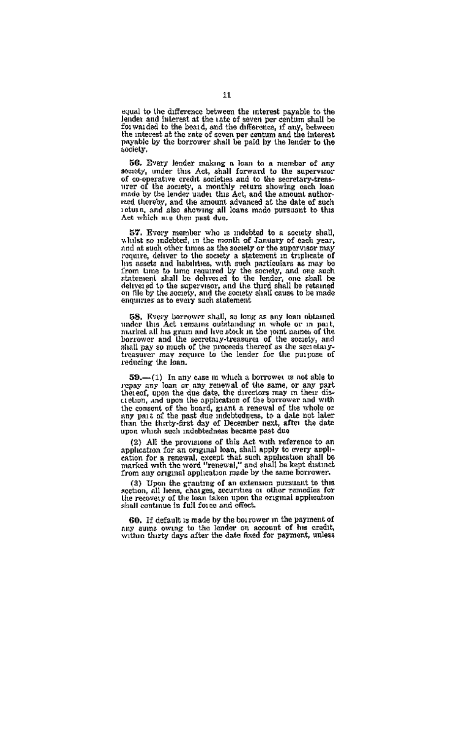equal to the difference between the interest payable to the lender and interest at the rate of seven per centum shall be forwarded to the board, and the difference, if any, between the interest at the rate of seven per centum and the interest payable by the borrower shall be paid by the lender to the society.

**56.** Every lender making a loan to a member of any society, under this Act, shall forward to the supervisor of co-operative credit societies and to the secretary-treasurer of the society, a monthly return showing each loan made by the lender under this Act, and the amount authorized thereby, and the amount advanced at the date of such return, and also showing all loans made pursuant to this Act which are then past due.

**57.** Every member who is indebted to a society shall, whilst so indebted, in the month of January of each year, and at such other times as the society or the supervisor may require, deliver to the society a statement in triplicate of his assets and liabilities, with such particulars as may be from time to time required by the society, and one such statement shall be delivered to the lender, one shall be delivered to the supervisor, and the third shall be retained on file by the society, and the society shall cause to be made enquiries as to every such statement

**58.** Every borrower shall, so long as any loan obtained under this Act remains outstanding in whole or in part, market all his grain and live stock in the joint names of the borrower and the secretary-treasurer of the society, and shall pay so much of the proceeds thereof as the secretary-treasurer may require to the lender for the purpose of reducing the loan.

**59.**—(1) In any case in which a borrower is not able to repay any loan or any renewal of the same, or any part thereof, upon the due date, the directors may in their discretion, and upon the application of the borrower and with the consent of the board, grant a renewal of the whole or any part of the past due indebtedness, to a date not later than the thirty-first day of December next, after the date upon which such indebtedness became past due

(2) All the provisions of this Act with reference to an application for an original loan, shall apply to every application for a renewal, except that such application shall be marked with the word "renewal," and shall be kept distinct from any original application made by the same borrower.

(3) Upon the granting of an extension pursuant to this section, all liens, charges, securities or other remedies for the recovery of the loan taken upon the original application shall continue in full force and effect.

**60.** If default is made by the borrower in the payment of any sums owing to the lender on account of his credit, within thirty days after the date fixed for payment, unless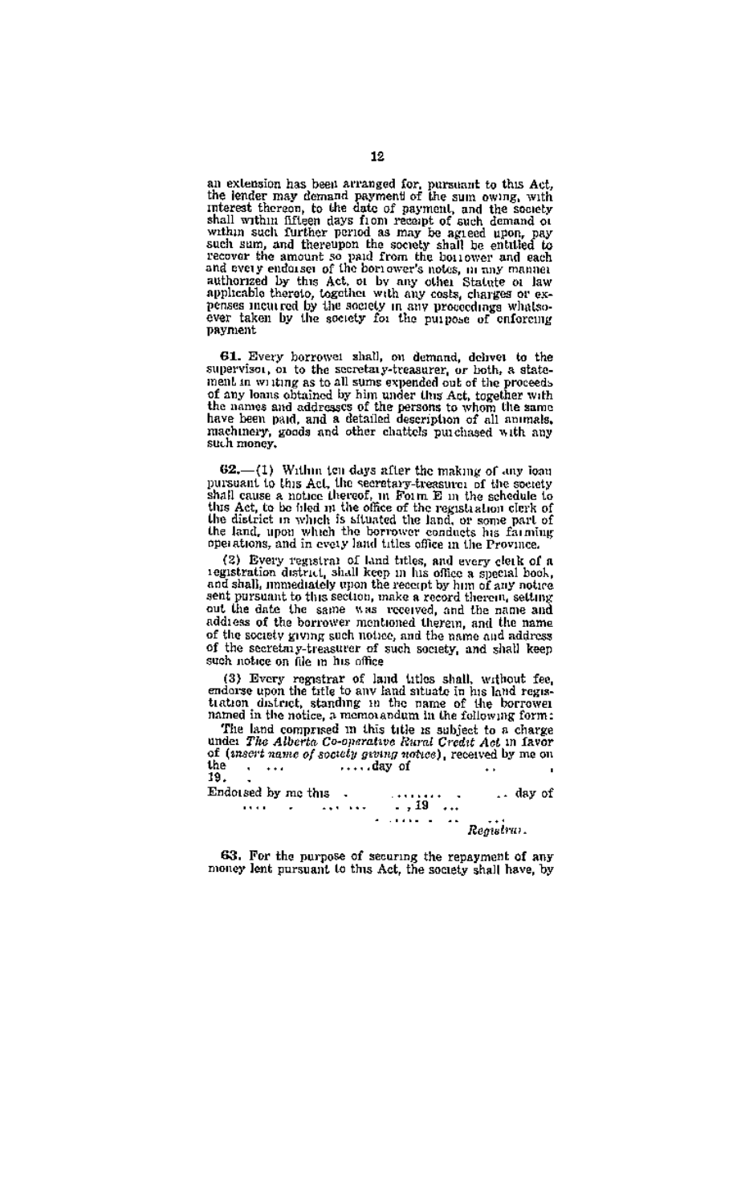an extension has been arranged for, pursuant to this Act, the lender may demand payment of the sum owing, with interest thereon, to the date of payment, and the society shall within fifteen days from receipt of such demand or within such further period as may be agreed upon, pay such sum, and thereupon the society shall be entitled to recover the amount so paid from the borrower and each and every endorser of the borrower's notes, in any manner authorized by this Act, or by any other Statute or law applicable thereto, together with any costs, charges or expenses incurred by the society in any proceedings whatsoever taken by the society for the purpose of enforcing payment

**61.** Every borrower shall, on demand, deliver to the supervisor, or to the secretary-treasurer, or both, a statement in writing as to all sums expended out of the proceeds of any loans obtained by him under this Act, together with the names and addresses of the persons to whom the same have been paid, and a detailed description of all animals, machinery, goods and other chattels purchased with any such money.

**62.**—(1) Within ten days after the making of any loan pursuant to this Act, the secretary-treasurer of the society shall cause a notice thereof, in Form E in the schedule to this Act, to be filed in the office of the registration clerk of the district in which is situated the land, or some part of the land, upon which the borrower conducts his farming operations, and in every land titles office in the Province.

(2) Every registrar of land titles, and every clerk of a registration district, shall keep in his office a special book, and shall, immediately upon the receipt by him of any notice sent pursuant to this section, make a record therein, setting out the date the same was received, and the name and address of the borrower mentioned therein, and the name of the society giving such notice, and the name and address of the secretary-treasurer of such society, and shall keep such notice on file in his office

(3) Every registrar of land titles shall, without fee, endorse upon the title to any land situate in his land registration district, standing in the name of the borrower named in the notice, a memorandum in the following form:

The land comprised in this title is subject to a charge under *The Alberta Co-operative Rural Credit Act* in favor of (*insert name of society giving notice*), received by me on the ..... .....day of ..... , 19 .

Endorsed by me this ........ day of ....... , 19 ...

........

*Registrar.*

**63.** For the purpose of securing the repayment of any money lent pursuant to this Act, the society shall have, by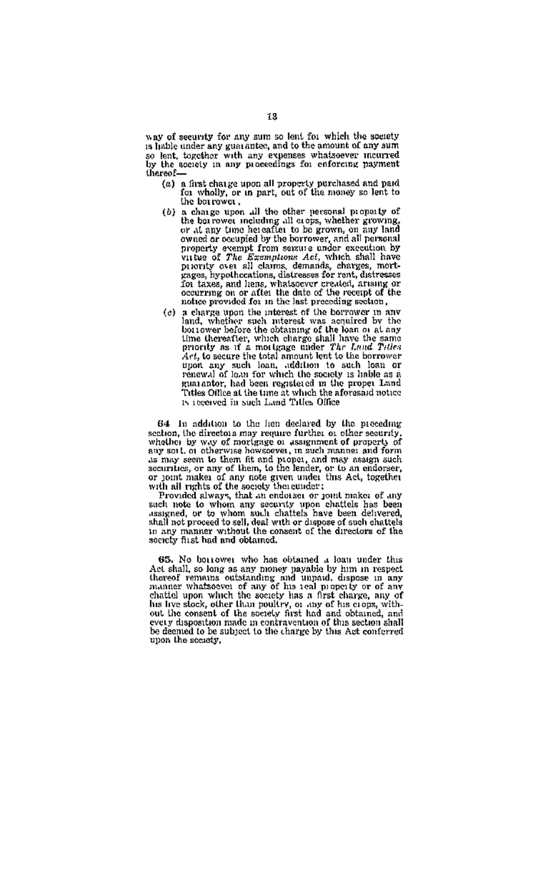way of security for any sum so lent for which the society is liable under any guarantee, and to the amount of any sum so lent, together with any expenses whatsoever incurred by the society in any proceedings for enforcing payment thereof—

(a) a first charge upon all property purchased and paid for wholly, or in part, out of the money so lent to the borrower,

(b) a charge upon all the other personal property of the borrower including all crops, whether growing, or at any time hereafter to be grown, on any land owned or occupied by the borrower, and all personal property exempt from seizure under execution by virtue of *The Exemptions Act*, which shall have priority over all claims, demands, charges, mortgages, hypothecations, distresses for rent, distresses for taxes, and liens, whatsoever created, arising or occurring on or after the date of the receipt of the notice provided for in the last preceding section,

(c) a charge upon the interest of the borrower in any land, whether such interest was acquired by the borrower before the obtaining of the loan or at any time thereafter, which charge shall have the same priority as if a mortgage under *The Land Titles Act*, to secure the total amount lent to the borrower upon any such loan, addition to such loan or renewal of loan for which the society is liable as a guarantor, had been registered in the proper Land Titles Office at the time at which the aforesaid notice is received in such Land Titles Office

**64** In addition to the lien declared by the preceding section, the directors may require further or other security, whether by way of mortgage or assignment of property of any sort or otherwise howsoever, in such manner and form as may seem to them fit and proper, and may assign such securities, or any of them, to the lender, or to an endorser, or joint maker of any note given under this Act, together with all rights of the society thereunder:

Provided always, that an endorser or joint maker of any such note to whom any security upon chattels has been assigned, or to whom such chattels have been delivered, shall not proceed to sell, deal with or dispose of such chattels in any manner without the consent of the directors of the society first had and obtained.

**65.** No borrower who has obtained a loan under this Act shall, so long as any money payable by him in respect thereof remains outstanding and unpaid, dispose in any manner whatsoever of any of his real property or of any chattel upon which the society has a first charge, any of his live stock, other than poultry, or any of his crops, without the consent of the society first had and obtained, and every disposition made in contravention of this section shall be deemed to be subject to the charge by this Act conferred upon the society.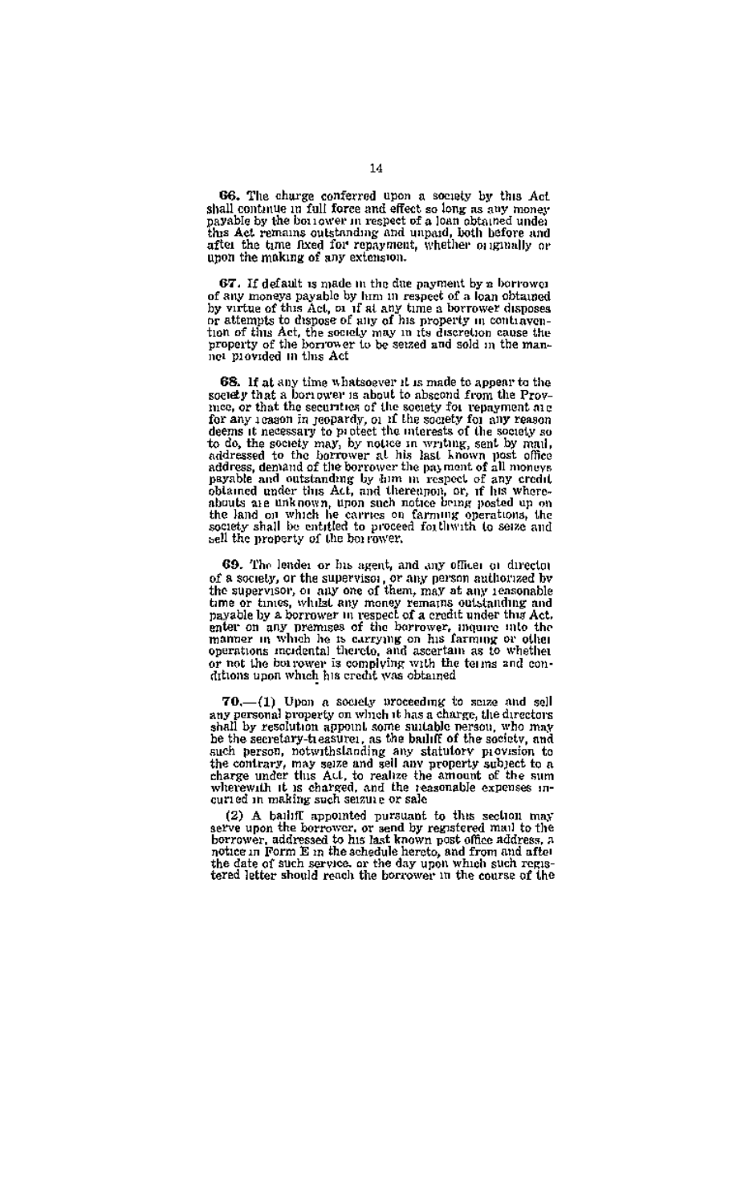**66.** The charge conferred upon a society by this Act shall continue in full force and effect so long as any money payable by the borrower in respect of a loan obtained under this Act remains outstanding and unpaid, both before and after the time fixed for repayment, whether originally or upon the making of any extension.

**67.** If default is made in the due payment by a borrower of any moneys payable by him in respect of a loan obtained by virtue of this Act, or if at any time a borrower disposes or attempts to dispose of any of his property in contravention of this Act, the society may in its discretion cause the property of the borrower to be seized and sold in the manner provided in this Act

**68.** If at any time whatsoever it is made to appear to the society that a borrower is about to abscond from the Province, or that the securities of the society for repayment are for any reason in jeopardy, or if the society for any reason deems it necessary to protect the interests of the society so to do, the society may, by notice in writing, sent by mail, addressed to the borrower at his last known post office address, demand of the borrower the payment of all moneys payable and outstanding by him in respect of any credit obtained under this Act, and thereupon, or, if his whereabouts are unknown, upon such notice being posted up on the land on which he carries on farming operations, the society shall be entitled to proceed forthwith to seize and sell the property of the borrower.

**69.** The lender or his agent, and any officer or director of a society, or the supervisor, or any person authorized by the supervisor, or any one of them, may at any reasonable time or times, whilst any money remains outstanding and payable by a borrower in respect of a credit under this Act, enter on any premises of the borrower, inquire into the manner in which he is carrying on his farming or other operations incidental thereto, and ascertain as to whether or not the borrower is complying with the terms and conditions upon which his credit was obtained

**70.**—(1) Upon a society proceeding to seize and sell any personal property on which it has a charge, the directors shall by resolution appoint some suitable person, who may be the secretary-treasurer, as the bailiff of the society, and such person, notwithstanding any statutory provision to the contrary, may seize and sell any property subject to a charge under this Act, to realize the amount of the sum wherewith it is charged, and the reasonable expenses incurred in making such seizure or sale

(2) A bailiff appointed pursuant to this section may serve upon the borrower, or send by registered mail to the borrower, addressed to his last known post office address, a notice in Form E in the schedule hereto, and from and after the date of such service, or the day upon which such registered letter should reach the borrower in the course of the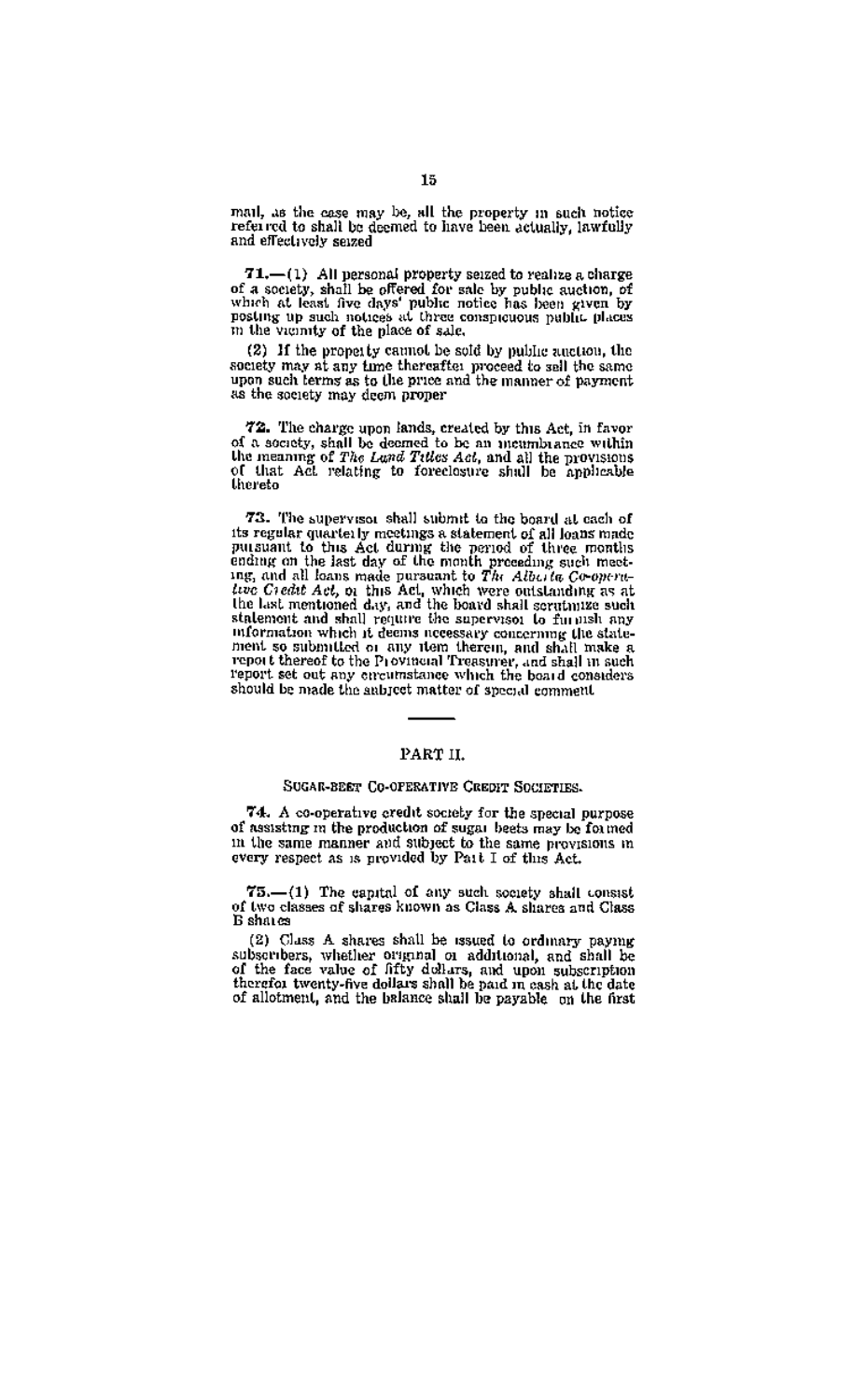mail, as the case may be, all the property in such notice referred to shall be deemed to have been actually, lawfully and effectively seized

**71.**—(1) All personal property seized to realize a charge of a society, shall be offered for sale by public auction, of which at least five days' public notice has been given by posting up such notices at three conspicuous public places in the vicinity of the place of sale.

(2) If the property cannot be sold by public auction, the society may at any time thereafter proceed to sell the same upon such terms as to the price and the manner of payment as the society may deem proper

**72.** The charge upon lands, created by this Act, in favor of a society, shall be deemed to be an incumbrance within the meaning of *The Land Titles Act*, and all the provisions of that Act relating to foreclosure shall be applicable thereto

**73.** The supervisor shall submit to the board at each of its regular quarterly meetings a statement of all loans made pursuant to this Act during the period of three months ending on the last day of the month preceding such meeting, and all loans made pursuant to *The Alberta Co-operative Credit Act*, or this Act, which were outstanding as at the last mentioned day, and the board shall scrutinize such statement and shall require the supervisor to furnish any information which it deems necessary concerning the statement so submitted or any item therein, and shall make a report thereof to the Provincial Treasurer, and shall in such report set out any circumstance which the board considers should be made the subject matter of special comment

---

## PART II.

### SUGAR-BEET CO-OPERATIVE CREDIT SOCIETIES.

**74.** A co-operative credit society for the special purpose of assisting in the production of sugar beets may be formed in the same manner and subject to the same provisions in every respect as is provided by Part I of this Act.

**75.**—(1) The capital of any such society shall consist of two classes of shares known as Class A shares and Class B shares

(2) Class A shares shall be issued to ordinary paying subscribers, whether original or additional, and shall be of the face value of fifty dollars, and upon subscription therefor twenty-five dollars shall be paid in cash at the date of allotment, and the balance shall be payable on the first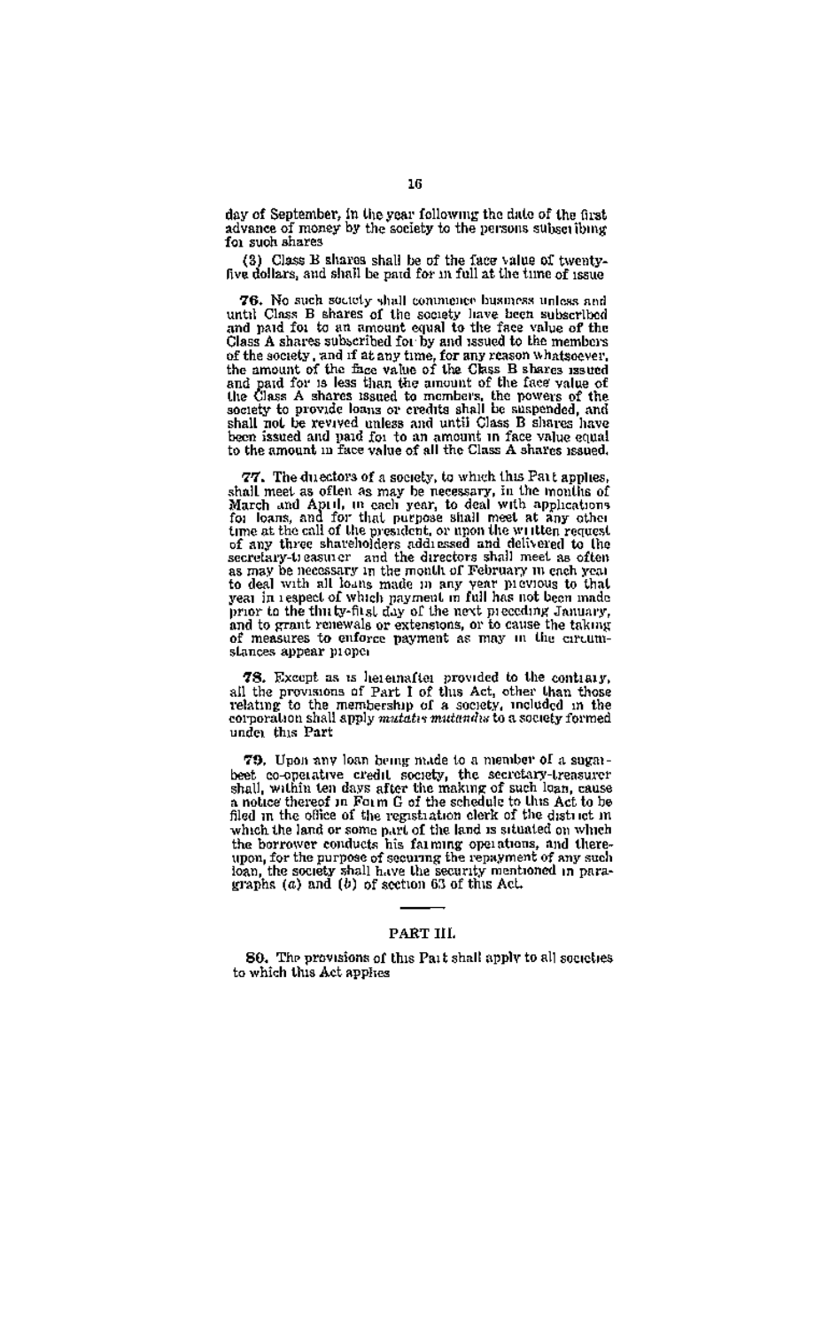day of September, in the year following the date of the first advance of money by the society to the persons subscribing for such shares

(3) Class B shares shall be of the face value of twenty-five dollars, and shall be paid for in full at the time of issue

**76.** No such society shall commence business unless and until Class B shares of the society have been subscribed and paid for to an amount equal to the face value of the Class A shares subscribed for by and issued to the members of the society, and if at any time, for any reason whatsoever, the amount of the face value of the Class B shares issued and paid for is less than the amount of the face value of the Class A shares issued to members, the powers of the society to provide loans or credits shall be suspended, and shall not be revived unless and until Class B shares have been issued and paid for to an amount in face value equal to the amount in face value of all the Class A shares issued.

**77.** The directors of a society, to which this Part applies, shall meet as often as may be necessary, in the months of March and April, in each year, to deal with applications for loans, and for that purpose shall meet at any other time at the call of the president, or upon the written request of any three shareholders addressed and delivered to the secretary-treasurer and the directors shall meet as often as may be necessary in the month of February in each year to deal with all loans made in any year previous to that year in respect of which payment in full has not been made prior to the thirty-first day of the next preceding January, and to grant renewals or extensions, or to cause the taking of measures to enforce payment as may in the circumstances appear proper

**78.** Except as is hereinafter provided to the contrary, all the provisions of Part I of this Act, other than those relating to the membership of a society, included in the corporation shall apply *mutatis mutandis* to a society formed under this Part

**79.** Upon any loan being made to a member of a sugar-beet co-operative credit society, the secretary-treasurer shall, within ten days after the making of such loan, cause a notice thereof in Form G of the schedule to this Act to be filed in the office of the registration clerk of the district in which the land or some part of the land is situated on which the borrower conducts his farming operations, and thereupon, for the purpose of securing the repayment of any such loan, the society shall have the security mentioned in paragraphs (*a*) and (*b*) of section 63 of this Act.

---

## PART III.

**80.** The provisions of this Part shall apply to all societies to which this Act applies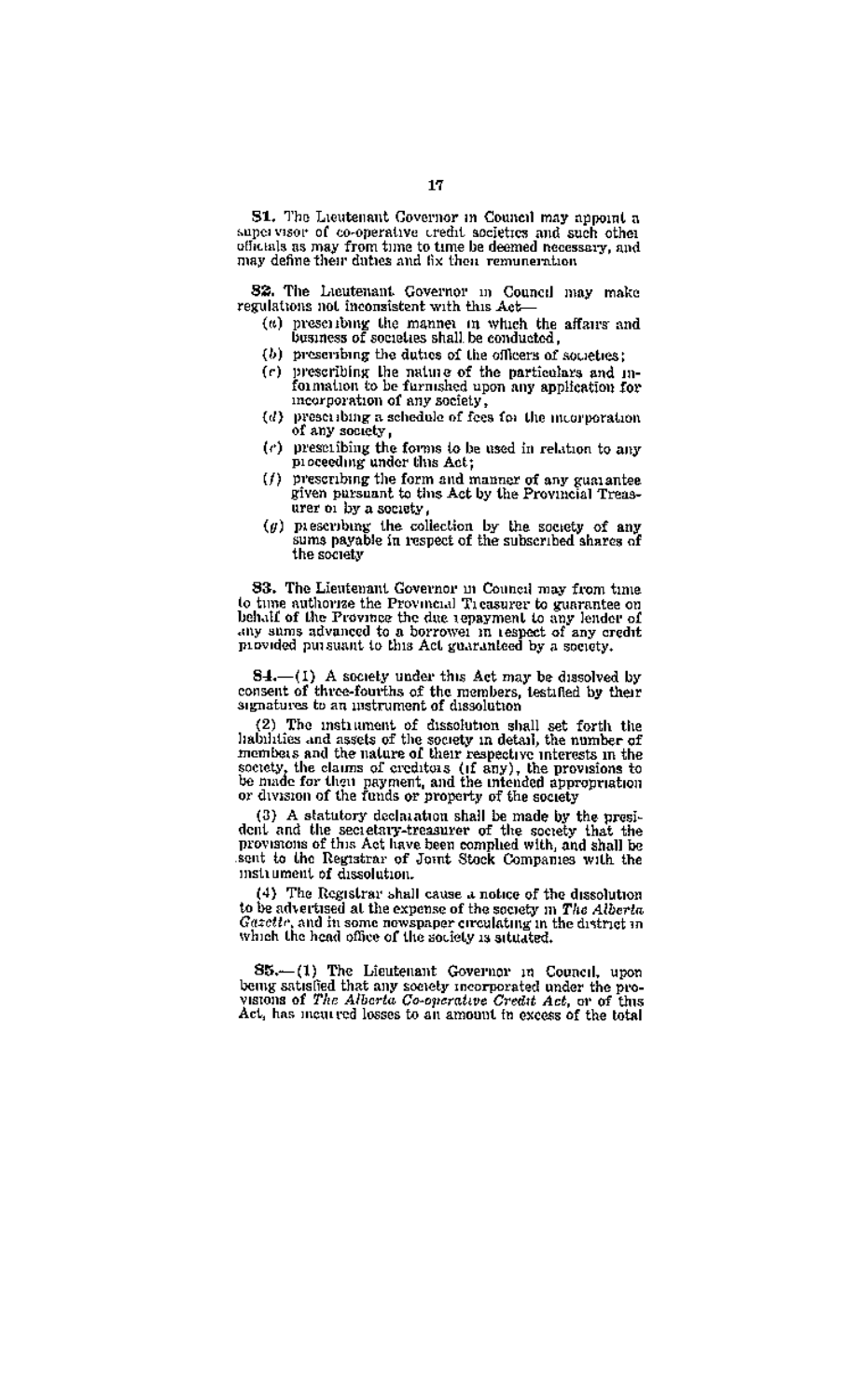**81.** The Lieutenant Governor in Council may appoint a supervisor of co-operative credit societies and such other officials as may from time to time be deemed necessary, and may define their duties and fix their remuneration

**82.** The Lieutenant Governor in Council may make regulations not inconsistent with this Act—

- (a) prescribing the manner in which the affairs and business of societies shall be conducted,
- (b) prescribing the duties of the officers of societies;
- (c) prescribing the nature of the particulars and information to be furnished upon any application for incorporation of any society,
- (d) prescribing a schedule of fees for the incorporation of any society,
- (e) prescribing the forms to be used in relation to any proceeding under this Act;
- (f) prescribing the form and manner of any guarantee given pursuant to this Act by the Provincial Treasurer or by a society,
- (g) prescribing the collection by the society of any sums payable in respect of the subscribed shares of the society

**83.** The Lieutenant Governor in Council may from time to time authorize the Provincial Treasurer to guarantee on behalf of the Province the due repayment to any lender of any sums advanced to a borrower in respect of any credit provided pursuant to this Act guaranteed by a society.

**84.**—(1) A society under this Act may be dissolved by consent of three-fourths of the members, testified by their signatures to an instrument of dissolution

(2) The instrument of dissolution shall set forth the liabilities and assets of the society in detail, the number of members and the nature of their respective interests in the society, the claims of creditors (if any), the provisions to be made for their payment, and the intended appropriation or division of the funds or property of the society

(3) A statutory declaration shall be made by the president and the secretary-treasurer of the society that the provisions of this Act have been complied with, and shall be sent to the Registrar of Joint Stock Companies with the instrument of dissolution.

(4) The Registrar shall cause a notice of the dissolution to be advertised at the expense of the society in *The Alberta Gazette*, and in some newspaper circulating in the district in which the head office of the society is situated.

**85.**—(1) The Lieutenant Governor in Council, upon being satisfied that any society incorporated under the provisions of *The Alberta Co-operative Credit Act*, or of this Act, has incurred losses to an amount in excess of the total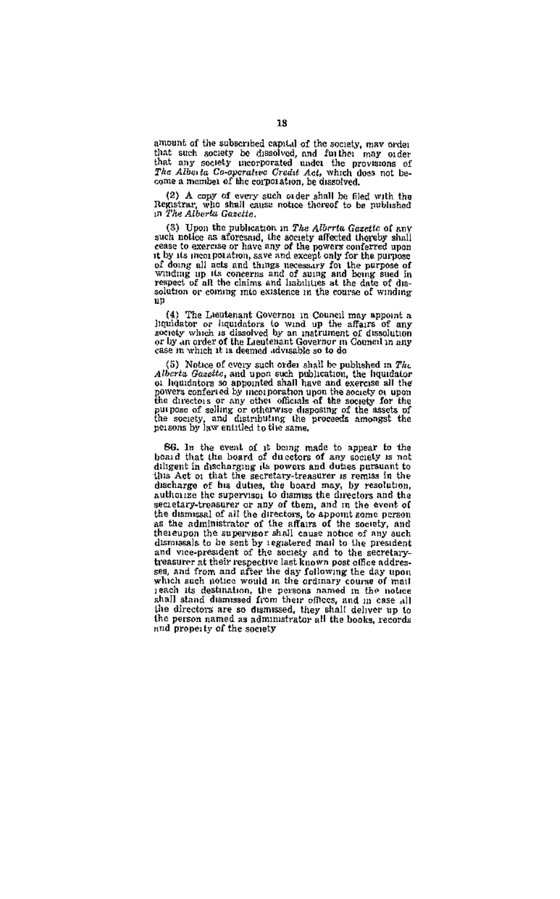amount of the subscribed capital of the society, may order that such society be dissolved, and further may order that any society incorporated under the provisions of *The Alberta Co-operative Credit Act*, which does not become a member of the corporation, be dissolved.

(2) A copy of every such order shall be filed with the Registrar, who shall cause notice thereof to be published in *The Alberta Gazette*.

(3) Upon the publication in *The Alberta Gazette* of any such notice as aforesaid, the society affected thereby shall cease to exercise or have any of the powers conferred upon it by its incorporation, save and except only for the purpose of doing all acts and things necessary for the purpose of winding up its concerns and of suing and being sued in respect of all the claims and liabilities at the date of dissolution or coming into existence in the course of winding up

(4) The Lieutenant Governor in Council may appoint a liquidator or liquidators to wind up the affairs of any society which is dissolved by an instrument of dissolution or by an order of the Lieutenant Governor in Council in any case in which it is deemed advisable so to do

(5) Notice of every such order shall be published in *The Alberta Gazette*, and upon such publication, the liquidator or liquidators so appointed shall have and exercise all the powers conferred by incorporation upon the society or upon the directors or any other officials of the society for the purpose of selling or otherwise disposing of the assets of the society, and distributing the proceeds amongst the persons by law entitled to the same.

**86.** In the event of it being made to appear to the board that the board of directors of any society is not diligent in discharging its powers and duties pursuant to this Act or that the secretary-treasurer is remiss in the discharge of his duties, the board may, by resolution, authorize the supervisor to dismiss the directors and the secretary-treasurer or any of them, and in the event of the dismissal of all the directors, to appoint some person as the administrator of the affairs of the society, and thereupon the supervisor shall cause notice of any such dismissals to be sent by registered mail to the president and vice-president of the society and to the secretary-treasurer at their respective last known post office addresses, and from and after the day following the day upon which such notice would in the ordinary course of mail reach its destination, the persons named in the notice shall stand dismissed from their offices, and in case all the directors are so dismissed, they shall deliver up to the person named as administrator all the books, records and property of the society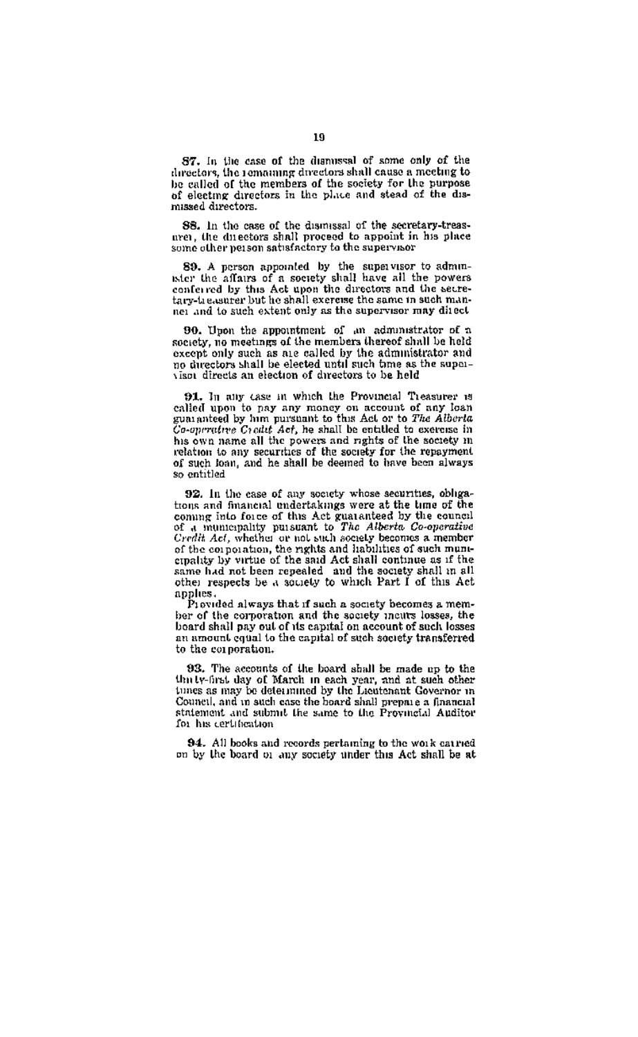**87.** In the case of the dismissal of some only of the directors, the remaining directors shall cause a meeting to be called of the members of the society for the purpose of electing directors in the place and stead of the dismissed directors.

**88.** In the case of the dismissal of the secretary-treasurer, the directors shall proceed to appoint in his place some other person satisfactory to the supervisor

**89.** A person appointed by the supervisor to administer the affairs of a society shall have all the powers conferred by this Act upon the directors and the secretary-treasurer but he shall exercise the same in such manner and to such extent only as the supervisor may direct

**90.** Upon the appointment of an administrator of a society, no meetings of the members thereof shall be held except only such as are called by the administrator and no directors shall be elected until such time as the supervisor directs an election of directors to be held

**91.** In any case in which the Provincial Treasurer is called upon to pay any money on account of any loan guaranteed by him pursuant to this Act or to *The Alberta Co-operative Credit Act*, he shall be entitled to exercise in his own name all the powers and rights of the society in relation to any securities of the society for the repayment of such loan, and he shall be deemed to have been always so entitled

**92.** In the case of any society whose securities, obligations and financial undertakings were at the time of the coming into force of this Act guaranteed by the council of a municipality pursuant to *The Alberta Co-operative Credit Act*, whether or not such society becomes a member of the corporation, the rights and liabilities of such municipality by virtue of the said Act shall continue as if the same had not been repealed and the society shall in all other respects be a society to which Part I of this Act applies.

Provided always that if such a society becomes a member of the corporation and the society incurs losses, the board shall pay out of its capital on account of such losses an amount equal to the capital of such society transferred to the corporation.

**93.** The accounts of the board shall be made up to the thirty-first day of March in each year, and at such other times as may be determined by the Lieutenant Governor in Council, and in such case the board shall prepare a financial statement and submit the same to the Provincial Auditor for his certification

**94.** All books and records pertaining to the work carried on by the board or any society under this Act shall be at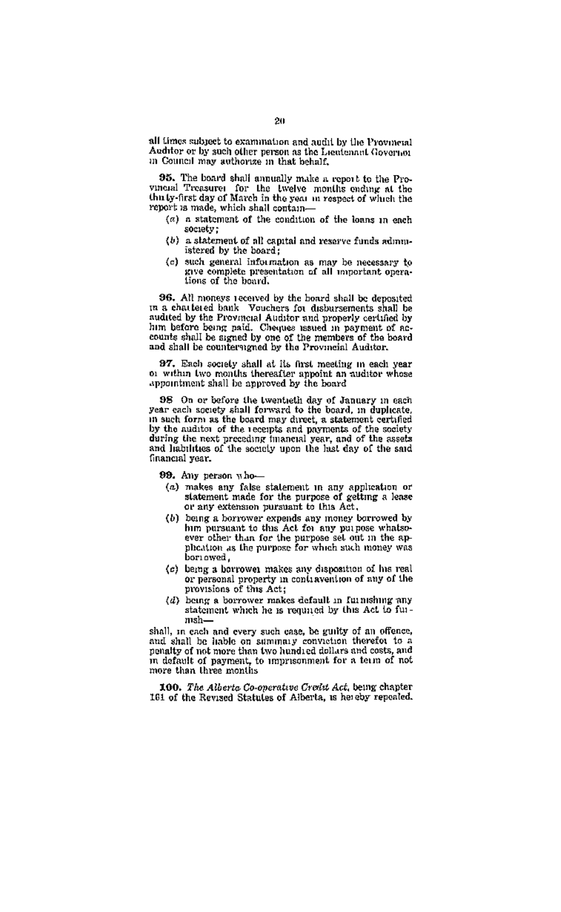all times subject to examination and audit by the Provincial Auditor or by such other person as the Lieutenant Governor in Council may authorize in that behalf.

**95.** The board shall annually make a report to the Provincial Treasurer for the twelve months ending at the thirty-first day of March in the year in respect of which the report is made, which shall contain—

(a) a statement of the condition of the loans in each society;

(b) a statement of all capital and reserve funds administered by the board;

(c) such general information as may be necessary to give complete presentation of all important operations of the board.

**96.** All moneys received by the board shall be deposited in a chartered bank. Vouchers for disbursements shall be audited by the Provincial Auditor and properly certified by him before being paid. Cheques issued in payment of accounts shall be signed by one of the members of the board and shall be countersigned by the Provincial Auditor.

**97.** Each society shall at its first meeting in each year or within two months thereafter appoint an auditor whose appointment shall be approved by the board.

**98.** On or before the twentieth day of January in each year each society shall forward to the board, in duplicate, in such form as the board may direct, a statement certified by the auditor of the receipts and payments of the society during the next preceding financial year, and of the assets and liabilities of the society upon the last day of the said financial year.

**99.** Any person who—

(a) makes any false statement in any application or statement made for the purpose of getting a lease or any extension pursuant to this Act,

(b) being a borrower expends any money borrowed by him pursuant to this Act for any purpose whatsoever other than for the purpose set out in the application as the purpose for which such money was borrowed,

(c) being a borrower makes any disposition of his real or personal property in contravention of any of the provisions of this Act;

(d) being a borrower makes default in furnishing any statement which he is required by this Act to furnish—

shall, in each and every such case, be guilty of an offence, and shall be liable on summary conviction therefor to a penalty of not more than two hundred dollars and costs, and in default of payment, to imprisonment for a term of not more than three months.

**100.** *The Alberta Co-operative Credit Act*, being chapter 161 of the Revised Statutes of Alberta, is hereby repealed.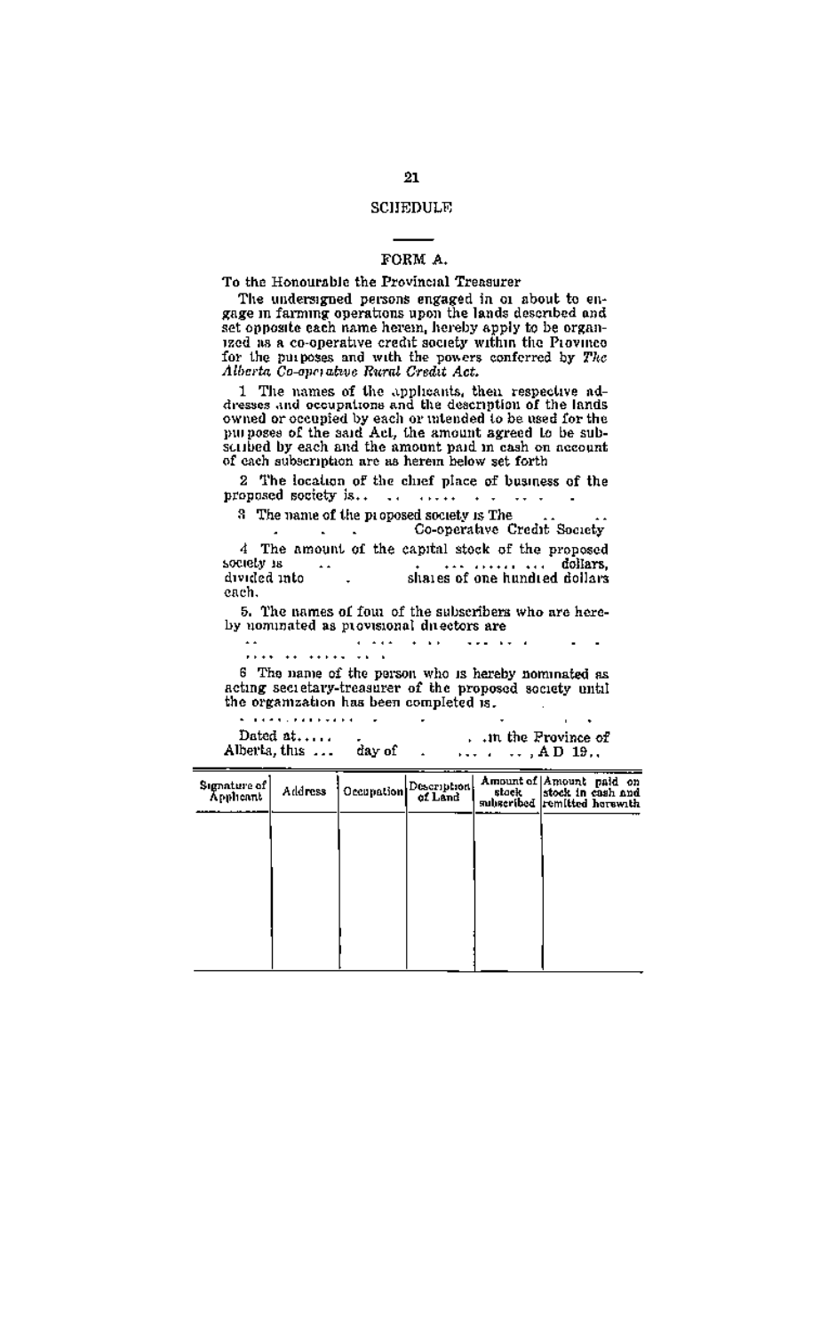## SCHEDULE

### FORM A.

To the Honourable the Provincial Treasurer

The undersigned persons engaged in or about to engage in farming operations upon the lands described and set opposite each name herein, hereby apply to be organized as a co-operative credit society within the Province for the purposes and with the powers conferred by *The Alberta Co-operative Rural Credit Act.*

1 The names of the applicants, their respective addresses and occupations and the description of the lands owned or occupied by each or intended to be used for the purposes of the said Act, the amount agreed to be subscribed by each and the amount paid in cash on account of each subscription are as herein below set forth

2 The location of the chief place of business of the proposed society is.. .. ..... . . .. . .

3 The name of the proposed society is The .. .. . . . Co-operative Credit Society

4 The amount of the capital stock of the proposed society is .. . ... ...... ... dollars, divided into . shares of one hundred dollars each.

5. The names of four of the subscribers who are hereby nominated as provisional directors are .. . ... . . . ... .. . . . .... .. ...... .. .

6 The name of the person who is hereby nominated as acting secretary-treasurer of the proposed society until the organization has been completed is. . ............ . . . . .

Dated at..... . . .in the Province of Alberta, this ... day of . ... . .. , A D 19..

| Signature of Applicant | Address | Occupation | Description of Land | Amount of stock subscribed | Amount paid on stock in cash and remitted herewith |
|---|---|---|---|---|---|
| | | | | | |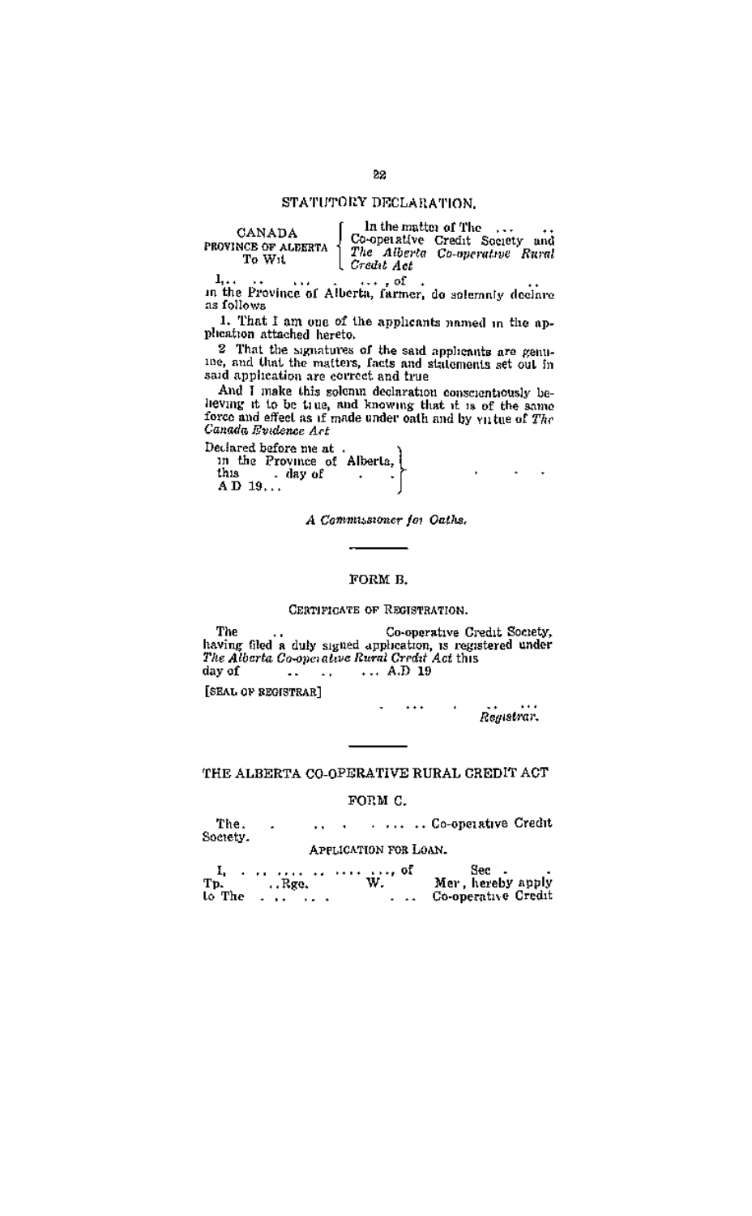## STATUTORY DECLARATION.

CANADA
PROVINCE OF ALBERTA
To Wit.

In the matter of The ... .. Co-operative Credit Society and *The Alberta Co-operative Rural Credit Act*

I,.. .. ... . ..., of . .. in the Province of Alberta, farmer, do solemnly declare as follows

1. That I am one of the applicants named in the application attached hereto.

2 That the signatures of the said applicants are genuine, and that the matters, facts and statements set out in said application are correct and true

And I make this solemn declaration conscientiously believing it to be true, and knowing that it is of the same force and effect as if made under oath and by virtue of *The Canada Evidence Act*

Declared before me at .
in the Province of Alberta,
this . day of . .
A D 19...

. . .

*A Commissioner for Oaths.*

---

## FORM B.

CERTIFICATE OF REGISTRATION.

The .. Co-operative Credit Society, having filed a duly signed application, is registered under *The Alberta Co-operative Rural Credit Act* this day of .. .. ... A.D 19

[SEAL OF REGISTRAR]

. ... . .. ...
*Registrar.*

---

## THE ALBERTA CO-OPERATIVE RURAL CREDIT ACT

## FORM C.

The. . .. . . ... .. Co-operative Credit Society.

APPLICATION FOR LOAN.

I, . .. .... .. .... ..., of Sec . . Tp. ..Rge. W. Mer, hereby apply to The . .. .. . . .. Co-operative Credit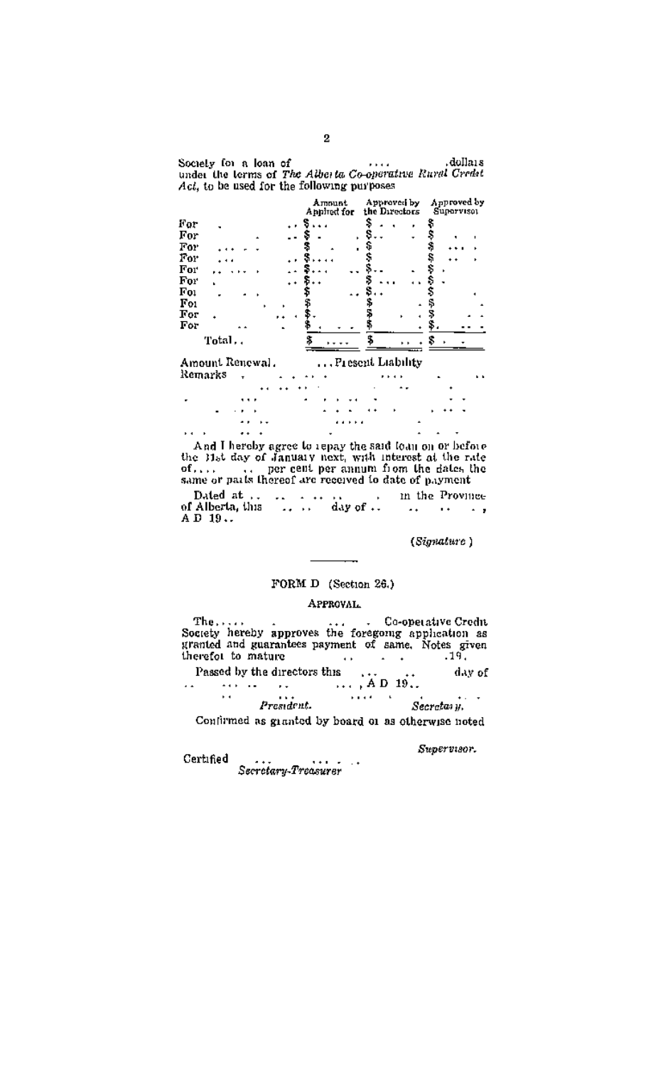Society for a loan of .... dollars under the terms of *The Alberta Co-operative Rural Credit Act*, to be used for the following purposes

| | Amount Applied for | Approved by the Directors | Approved by Supervisor |
|---|---|---|---|
| For | $ | $ | $ |
| For | $ | $ | $ |
| For | $ | $ | $ |
| For | $ | $ | $ |
| For | $ | $ | $ |
| For | $ | $ | $ |
| For | $ | $ | $ |
| For | $ | $ | $ |
| For | $ | $ | $ |
| For | $ | $ | $ |
| Total.. | $ | $ | $ |

Amount Renewal. ... Present Liability

Remarks

And I hereby agree to repay the said loan on or before the 31st day of January next, with interest at the rate of.... .. per cent per annum from the dates the same or parts thereof are received to date of payment

Dated at .. .. .. .. .. . in the Province of Alberta, this .. .. day of .. .. .. .., A D 19..

(*Signature*)

---

FORM D (Section 26.)

APPROVAL.

The..... ... Co-operative Credit Society hereby approves the foregoing application as granted and guarantees payment of same. Notes given therefor to mature .. . . .19.

Passed by the directors this ... .. day of .. ... .. .. ..., A D 19..

*President.* *Secretary.*

Confirmed as granted by board or as otherwise noted

*Supervisor.*

Certified

*Secretary-Treasurer*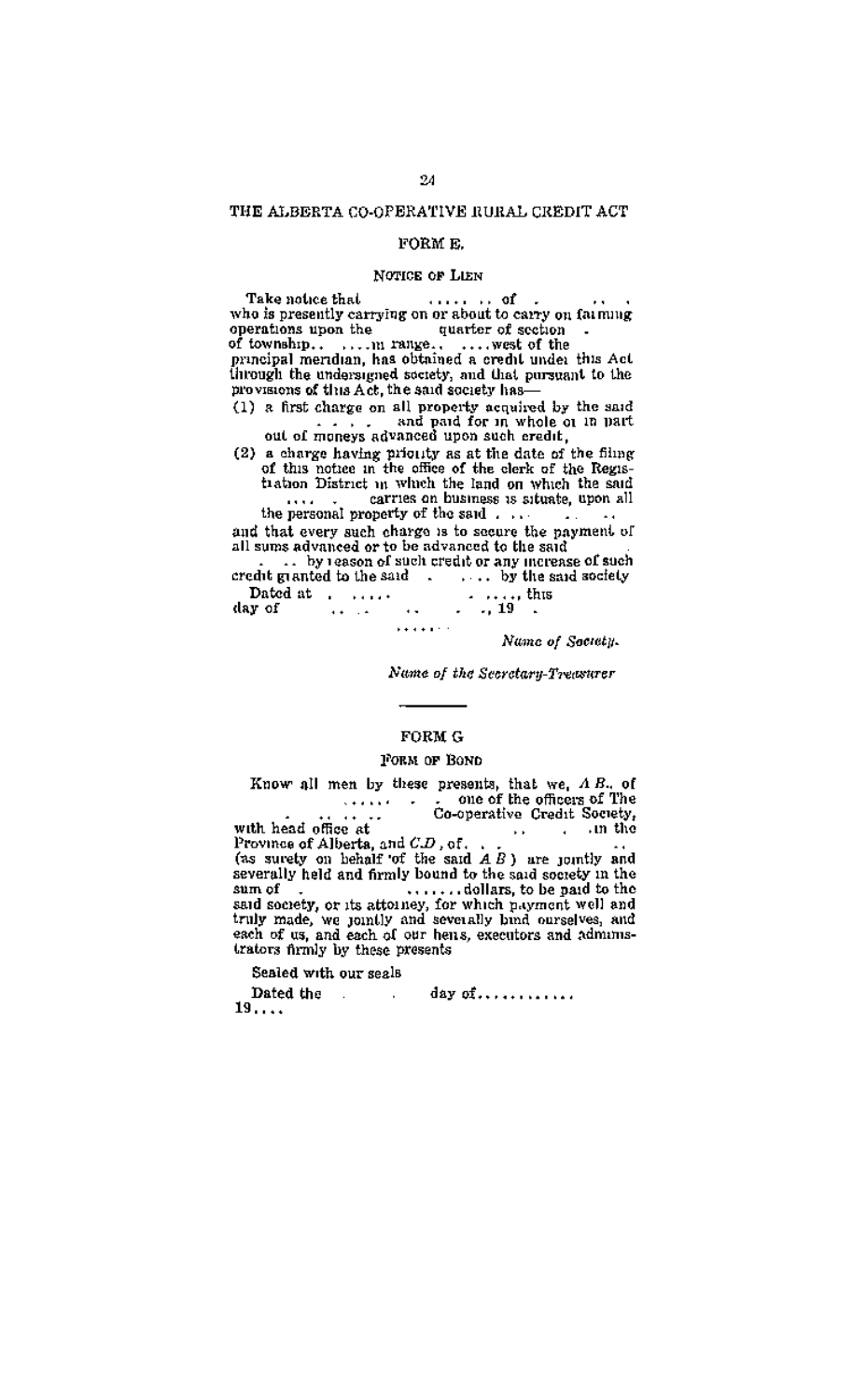THE ALBERTA CO-OPERATIVE RURAL CREDIT ACT

## FORM E.

### Notice of Lien

Take notice that ...... .. of . .. .
who is presently carrying on or about to carry on farming operations upon the quarter of section .
of township.. ....in range.. ....west of the principal meridian, has obtained a credit under this Act through the undersigned society, and that pursuant to the provisions of this Act, the said society has—

(1) a first charge on all property acquired by the said . . . . and paid for in whole or in part out of moneys advanced upon such credit,

(2) a charge having priority as at the date of the filing of this notice in the office of the clerk of the Registration District in which the land on which the said .... . carries on business is situate, upon all the personal property of the said . ... . .. ..

and that every such charge is to secure the payment of all sums advanced or to be advanced to the said . .. by reason of such credit or any increase of such credit granted to the said . .... by the said society

Dated at . ..... . ....., this day of .. .. .. . ., 19 .

......

*Name of Society.*

*Name of the Secretary-Treasurer*

---

## FORM G

### Form of Bond

Know all men by these presents, that we, *A B.*, of ...... . . one of the officers of The . .. .. .. Co-operative Credit Society, with head office at .. . .in the Province of Alberta, and *C.D*, of. . . .. (as surety on behalf of the said *A B*) are jointly and severally held and firmly bound to the said society in the sum of . .......dollars, to be paid to the said society, or its attorney, for which payment well and truly made, we jointly and severally bind ourselves, and each of us, and each of our heirs, executors and administrators firmly by these presents

Sealed with our seals

Dated the . . day of............ 19....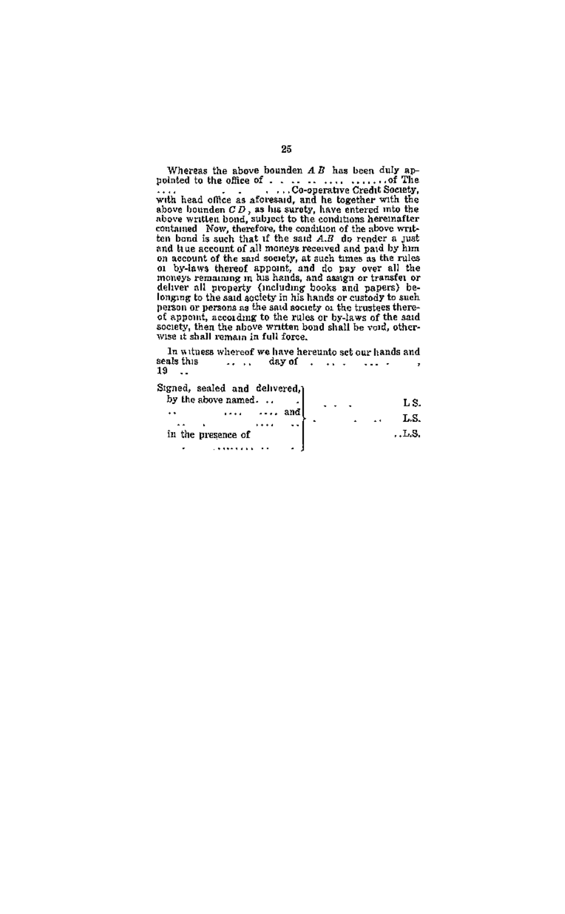Whereas the above bounden *A B* has been duly appointed to the office of . . .. .. .... .......of The .... . . . ...Co-operative Credit Society, with head office as aforesaid, and he together with the above bounden *C D*, as his surety, have entered into the above written bond, subject to the conditions hereinafter contained Now, therefore, the condition of the above written bond is such that if the said *A.B* do render a just and true account of all moneys received and paid by him on account of the said society, at such times as the rules or by-laws thereof appoint, and do pay over all the moneys remaining in his hands, and assign or transfer or deliver all property (including books and papers) belonging to the said society in his hands or custody to such person or persons as the said society or the trustees thereof appoint, according to the rules or by-laws of the said society, then the above written bond shall be void, otherwise it shall remain in full force.

In witness whereof we have hereunto set our hands and seals this .. .. day of . .. . ... . , 19 ..

Signed, sealed and delivered,
by the above named. .. .
.. .... .... and
.. . .... ..
in the presence of
. ......... .. .

. . . L.S.

. . .. L.S.

..L.S.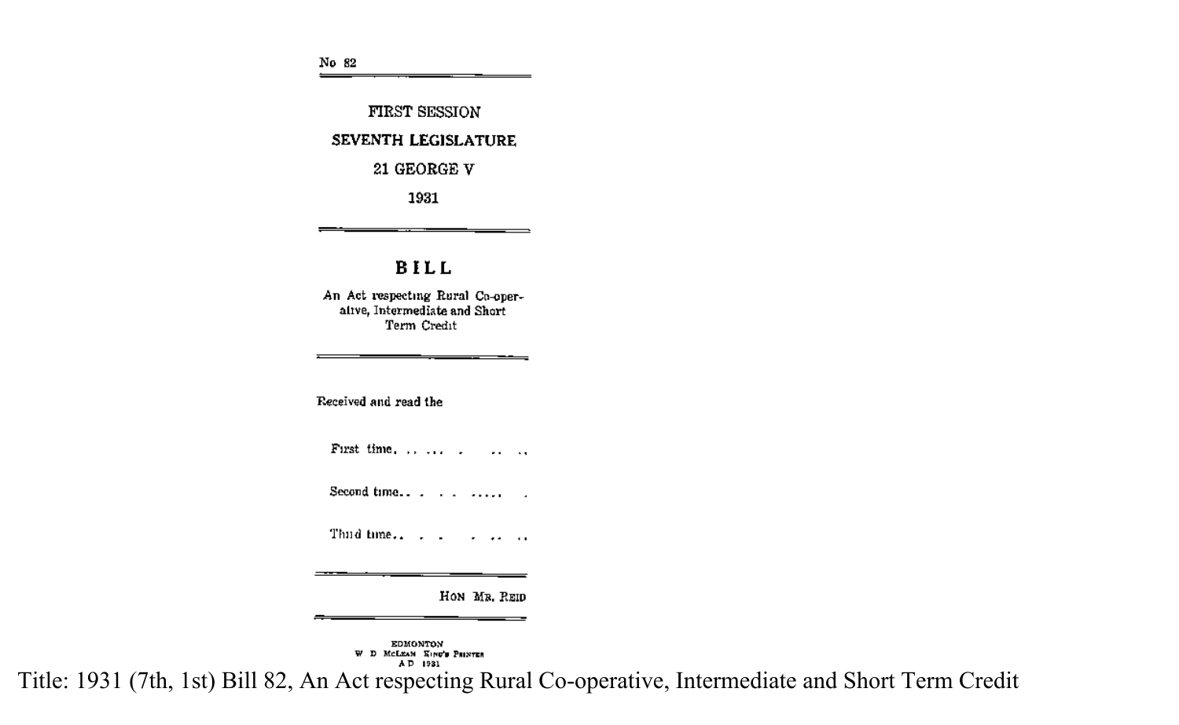No 82

FIRST SESSION

SEVENTH LEGISLATURE

21 GEORGE V

1931

# BILL

An Act respecting Rural Co-operative, Intermediate and Short Term Credit

Received and read the

First time. .. ... . .. ..

Second time.. . . . ..... .

Third time.. . . . .. ..

HON MR. REID

EDMONTON
W D McLEAN King's Printer
A D 1931

Title: 1931 (7th, 1st) Bill 82, An Act respecting Rural Co-operative, Intermediate and Short Term Credit